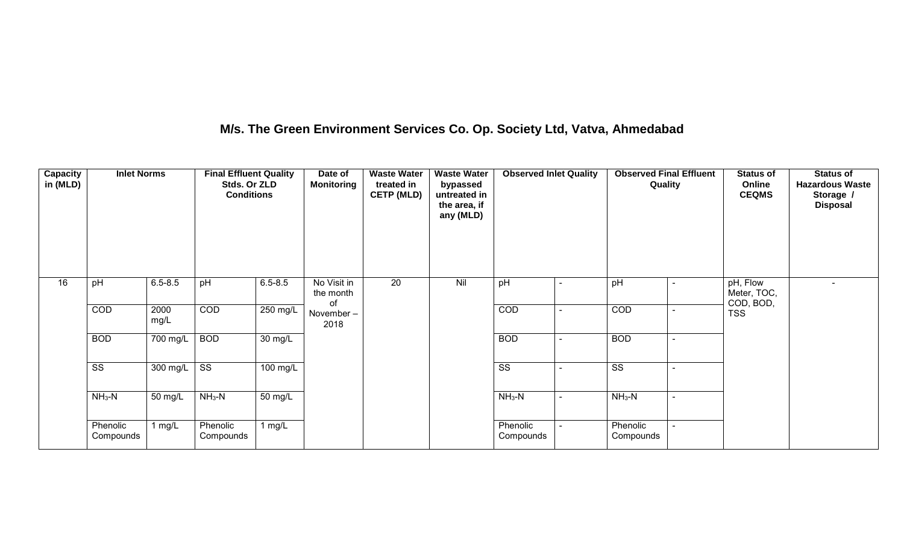## M/s. The Green Environment Services Co. Op. Society Ltd, Vatva, Ahmedabad

| Capacity in (MLD) | Inlet Norms | | Final Effluent Quality Stds. Or ZLD Conditions | | Date of Monitoring | Waste Water treated in CETP (MLD) | Waste Water bypassed untreated in the area, if any (MLD) | Observed Inlet Quality | | Observed Final Effluent Quality | | Status of Online CEQMS | Status of Hazardous Waste Storage / Disposal |
|---|---|---|---|---|---|---|---|---|---|---|---|---|---|
| 16 | pH | 6.5-8.5 | pH | 6.5-8.5 | No Visit in the month of November – 2018 | 20 | Nil | pH | - | pH | - | pH, Flow Meter, TOC, COD, BOD, TSS | - |
| | COD | 2000 mg/L | COD | 250 mg/L | | | | COD | - | COD | - | | |
| | BOD | 700 mg/L | BOD | 30 mg/L | | | | BOD | - | BOD | - | | |
| | SS | 300 mg/L | SS | 100 mg/L | | | | SS | - | SS | - | | |
| | $NH_3$-N | 50 mg/L | $NH_3$-N | 50 mg/L | | | | $NH_3$-N | - | $NH_3$-N | - | | |
| | Phenolic Compounds | 1 mg/L | Phenolic Compounds | 1 mg/L | | | | Phenolic Compounds | - | Phenolic Compounds | - | | |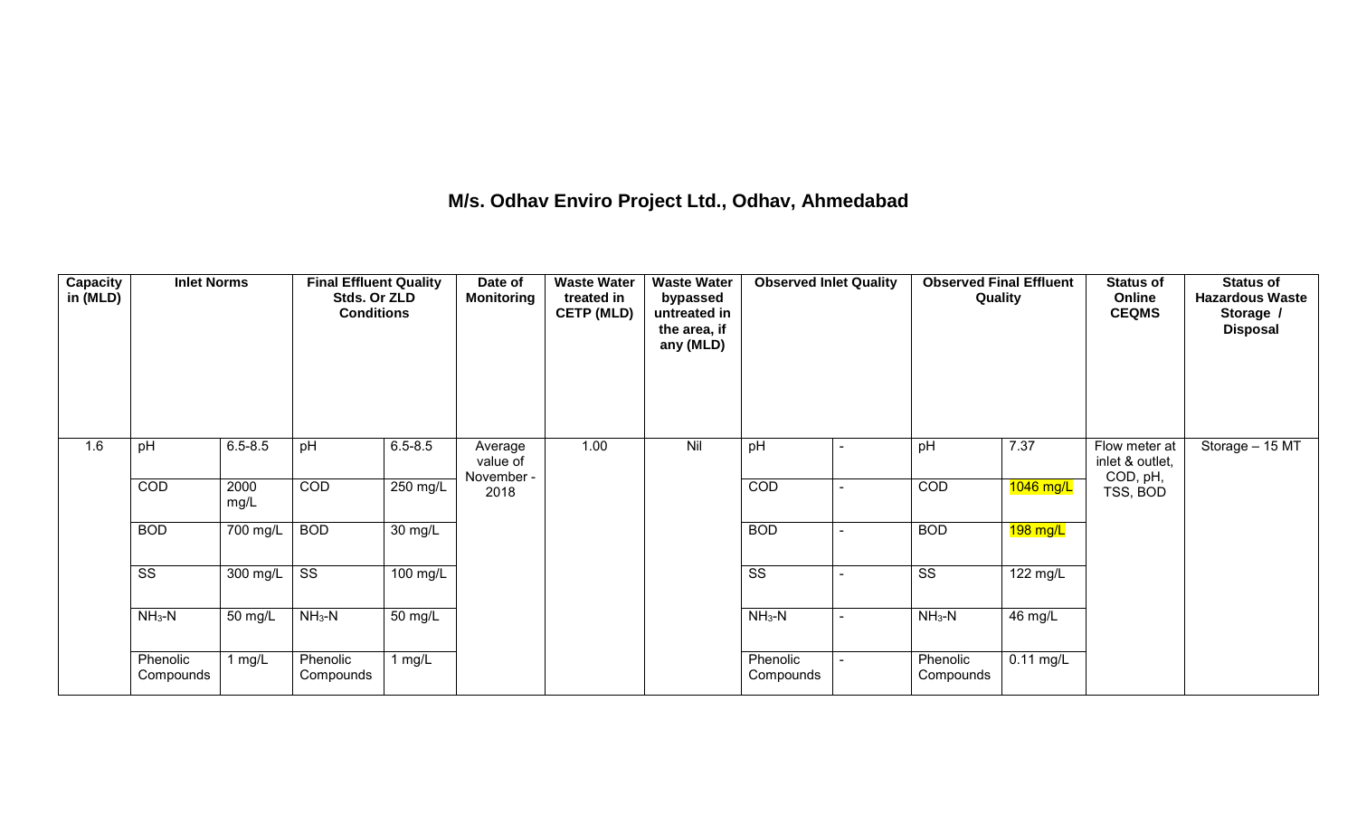# M/s. Odhav Enviro Project Ltd., Odhav, Ahmedabad

| Capacity in (MLD) | Inlet Norms | | Final Effluent Quality Stds. Or ZLD Conditions | | Date of Monitoring | Waste Water treated in CETP (MLD) | Waste Water bypassed untreated in the area, if any (MLD) | Observed Inlet Quality | | Observed Final Effluent Quality | | Status of Online CEQMS | Status of Hazardous Waste Storage / Disposal |
|---|---|---|---|---|---|---|---|---|---|---|---|---|---|
| 1.6 | pH | 6.5-8.5 | pH | 6.5-8.5 | Average value of November - 2018 | 1.00 | Nil | pH | - | pH | 7.37 | Flow meter at inlet & outlet, COD, pH, TSS, BOD | Storage – 15 MT |
| | COD | 2000 mg/L | COD | 250 mg/L | | | | COD | - | COD | 1046 mg/L | | |
| | BOD | 700 mg/L | BOD | 30 mg/L | | | | BOD | - | BOD | 198 mg/L | | |
| | SS | 300 mg/L | SS | 100 mg/L | | | | SS | - | SS | 122 mg/L | | |
| | $NH_3$-N | 50 mg/L | $NH_3$-N | 50 mg/L | | | | $NH_3$-N | - | $NH_3$-N | 46 mg/L | | |
| | Phenolic Compounds | 1 mg/L | Phenolic Compounds | 1 mg/L | | | | Phenolic Compounds | - | Phenolic Compounds | 0.11 mg/L | | |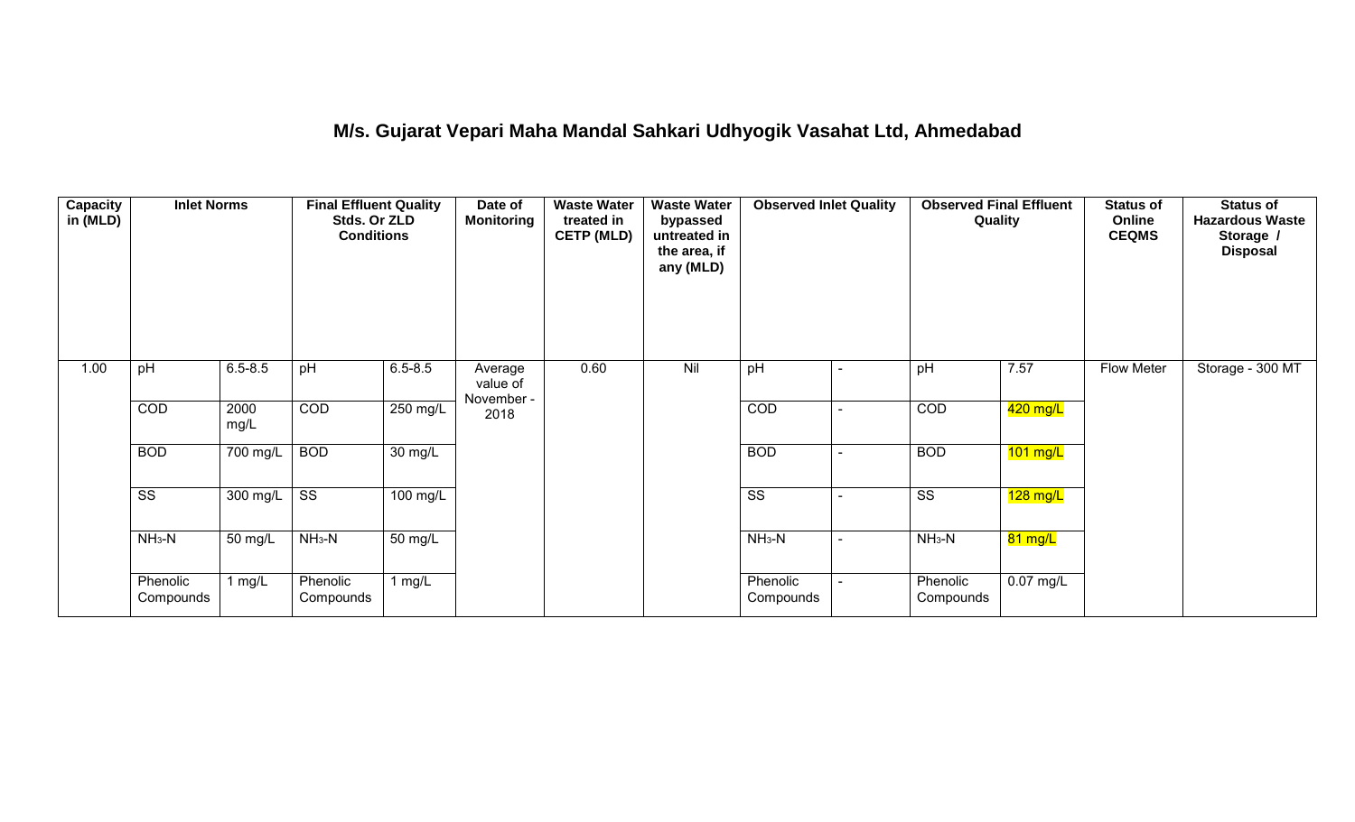# M/s. Gujarat Vepari Maha Mandal Sahkari Udhyogik Vasahat Ltd, Ahmedabad

| Capacity in (MLD) | Inlet Norms | | Final Effluent Quality Stds. Or ZLD Conditions | | Date of Monitoring | Waste Water treated in CETP (MLD) | Waste Water bypassed untreated in the area, if any (MLD) | Observed Inlet Quality | | Observed Final Effluent Quality | | Status of Online CEQMS | Status of Hazardous Waste Storage / Disposal |
|---|---|---|---|---|---|---|---|---|---|---|---|---|---|
| 1.00 | pH | 6.5-8.5 | pH | 6.5-8.5 | Average value of November - 2018 | 0.60 | Nil | pH | - | pH | 7.57 | Flow Meter | Storage - 300 MT |
| | COD | 2000 mg/L | COD | 250 mg/L | | | | COD | - | COD | 420 mg/L | | |
| | BOD | 700 mg/L | BOD | 30 mg/L | | | | BOD | - | BOD | 101 mg/L | | |
| | SS | 300 mg/L | SS | 100 mg/L | | | | SS | - | SS | 128 mg/L | | |
| | $NH_3$-N | 50 mg/L | $NH_3$-N | 50 mg/L | | | | $NH_3$-N | - | $NH_3$-N | 81 mg/L | | |
| | Phenolic Compounds | 1 mg/L | Phenolic Compounds | 1 mg/L | | | | Phenolic Compounds | - | Phenolic Compounds | 0.07 mg/L | | |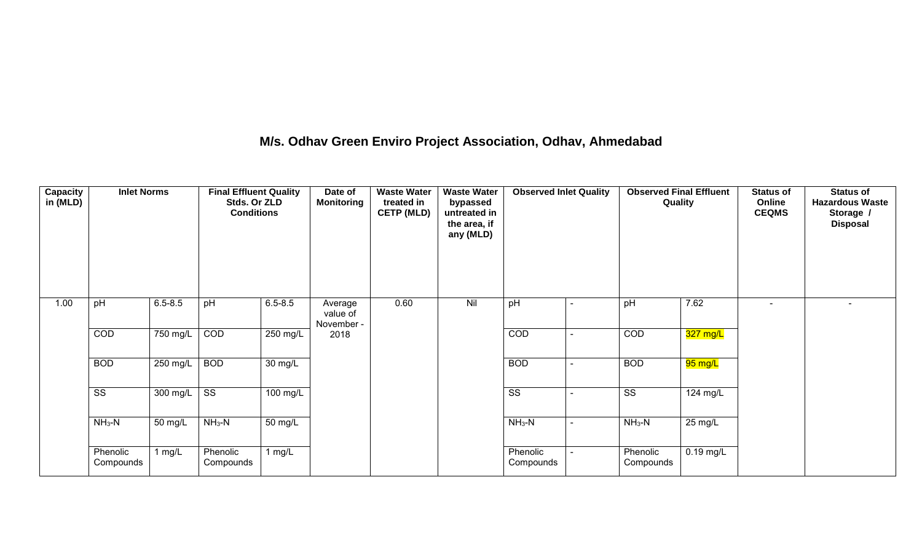## M/s. Odhav Green Enviro Project Association, Odhav, Ahmedabad

| Capacity in (MLD) | Inlet Norms | | Final Effluent Quality Stds. Or ZLD Conditions | | Date of Monitoring | Waste Water treated in CETP (MLD) | Waste Water bypassed untreated in the area, if any (MLD) | Observed Inlet Quality | | Observed Final Effluent Quality | | Status of Online CEQMS | Status of Hazardous Waste Storage / Disposal |
|---|---|---|---|---|---|---|---|---|---|---|---|---|---|
| 1.00 | pH | 6.5-8.5 | pH | 6.5-8.5 | Average value of November - 2018 | 0.60 | Nil | pH | - | pH | 7.62 | - | - |
| | COD | 750 mg/L | COD | 250 mg/L | | | | COD | - | COD | 327 mg/L | | |
| | BOD | 250 mg/L | BOD | 30 mg/L | | | | BOD | - | BOD | 95 mg/L | | |
| | SS | 300 mg/L | SS | 100 mg/L | | | | SS | - | SS | 124 mg/L | | |
| | $NH_3$-N | 50 mg/L | $NH_3$-N | 50 mg/L | | | | $NH_3$-N | - | $NH_3$-N | 25 mg/L | | |
| | Phenolic Compounds | 1 mg/L | Phenolic Compounds | 1 mg/L | | | | Phenolic Compounds | - | Phenolic Compounds | 0.19 mg/L | | |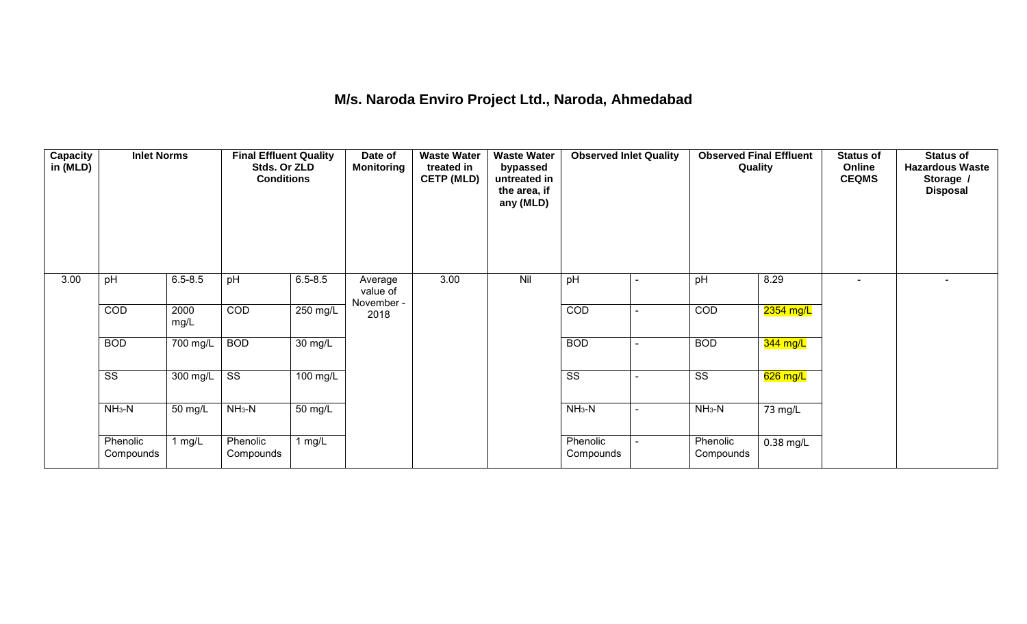# M/s. Naroda Enviro Project Ltd., Naroda, Ahmedabad

| Capacity in (MLD) | Inlet Norms | | Final Effluent Quality Stds. Or ZLD Conditions | | Date of Monitoring | Waste Water treated in CETP (MLD) | Waste Water bypassed untreated in the area, if any (MLD) | Observed Inlet Quality | | Observed Final Effluent Quality | | Status of Online CEQMS | Status of Hazardous Waste Storage / Disposal |
|---|---|---|---|---|---|---|---|---|---|---|---|---|---|
| 3.00 | pH | 6.5-8.5 | pH | 6.5-8.5 | Average value of November - 2018 | 3.00 | Nil | pH | - | pH | 8.29 | - | - |
| | COD | 2000 mg/L | COD | 250 mg/L | | | | COD | - | COD | 2354 mg/L | | |
| | BOD | 700 mg/L | BOD | 30 mg/L | | | | BOD | - | BOD | 344 mg/L | | |
| | SS | 300 mg/L | SS | 100 mg/L | | | | SS | - | SS | 626 mg/L | | |
| | $NH_3$-N | 50 mg/L | $NH_3$-N | 50 mg/L | | | | $NH_3$-N | - | $NH_3$-N | 73 mg/L | | |
| | Phenolic Compounds | 1 mg/L | Phenolic Compounds | 1 mg/L | | | | Phenolic Compounds | - | Phenolic Compounds | 0.38 mg/L | | |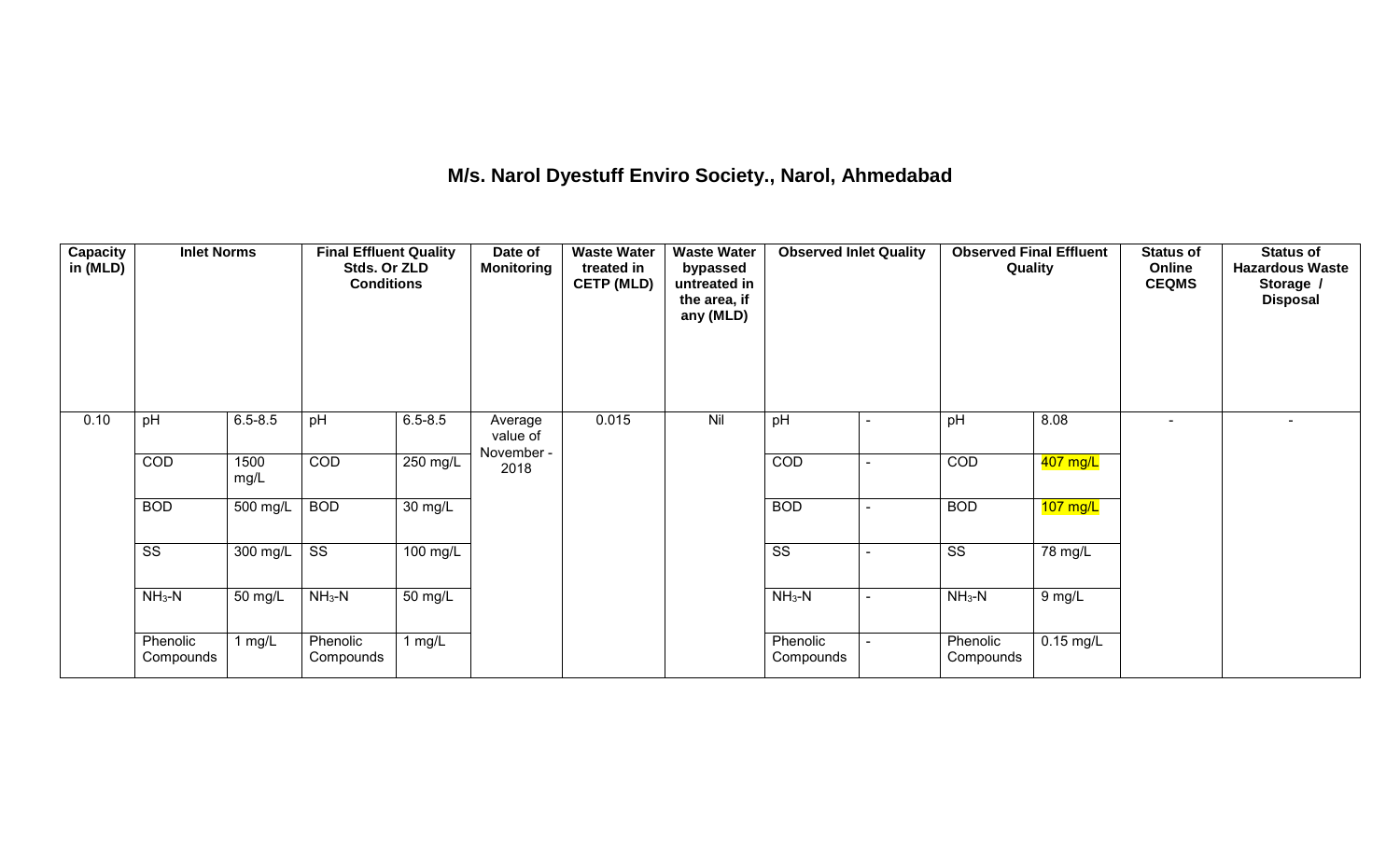# M/s. Narol Dyestuff Enviro Society., Narol, Ahmedabad

| Capacity in (MLD) | Inlet Norms | | Final Effluent Quality Stds. Or ZLD Conditions | | Date of Monitoring | Waste Water treated in CETP (MLD) | Waste Water bypassed untreated in the area, if any (MLD) | Observed Inlet Quality | | Observed Final Effluent Quality | | Status of Online CEQMS | Status of Hazardous Waste Storage / Disposal |
|---|---|---|---|---|---|---|---|---|---|---|---|---|---|
| 0.10 | pH | 6.5-8.5 | pH | 6.5-8.5 | Average value of November - 2018 | 0.015 | Nil | pH | - | pH | 8.08 | - | - |
| | COD | 1500 mg/L | COD | 250 mg/L | | | | COD | - | COD | 407 mg/L | | |
| | BOD | 500 mg/L | BOD | 30 mg/L | | | | BOD | - | BOD | 107 mg/L | | |
| | SS | 300 mg/L | SS | 100 mg/L | | | | SS | - | SS | 78 mg/L | | |
| | $NH_3$-N | 50 mg/L | $NH_3$-N | 50 mg/L | | | | $NH_3$-N | - | $NH_3$-N | 9 mg/L | | |
| | Phenolic Compounds | 1 mg/L | Phenolic Compounds | 1 mg/L | | | | Phenolic Compounds | - | Phenolic Compounds | 0.15 mg/L | | |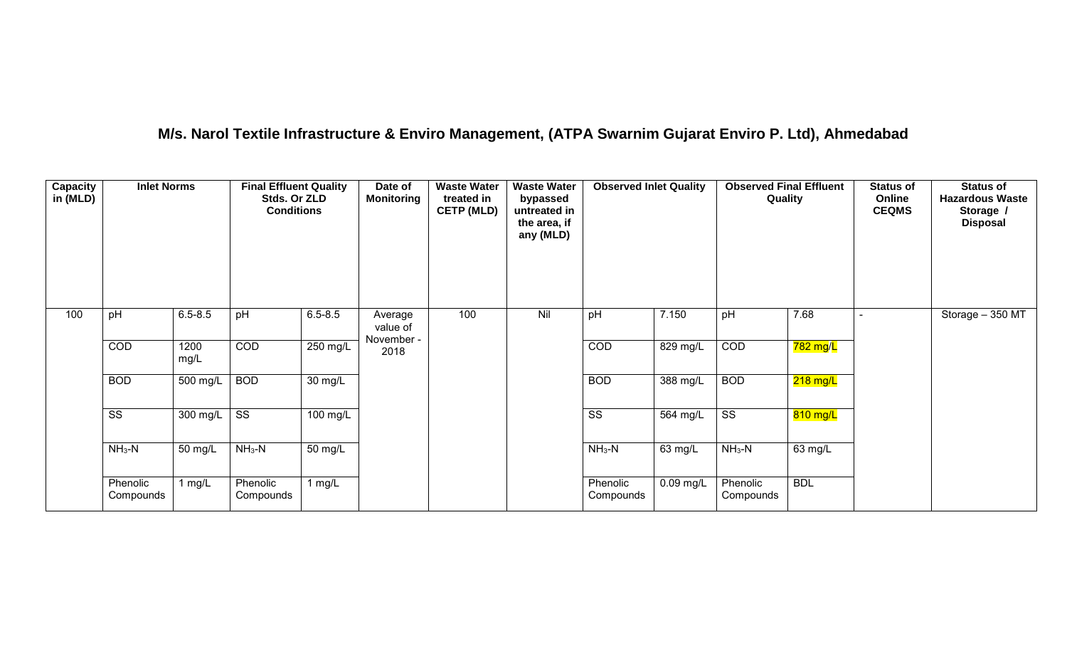## M/s. Narol Textile Infrastructure & Enviro Management, (ATPA Swarnim Gujarat Enviro P. Ltd), Ahmedabad

| Capacity in (MLD) | Inlet Norms | | Final Effluent Quality Stds. Or ZLD Conditions | | Date of Monitoring | Waste Water treated in CETP (MLD) | Waste Water bypassed untreated in the area, if any (MLD) | Observed Inlet Quality | | Observed Final Effluent Quality | | Status of Online CEQMS | Status of Hazardous Waste Storage / Disposal |
|---|---|---|---|---|---|---|---|---|---|---|---|---|---|
| 100 | pH | 6.5-8.5 | pH | 6.5-8.5 | Average value of November - 2018 | 100 | Nil | pH | 7.150 | pH | 7.68 | - | Storage – 350 MT |
| | COD | 1200 mg/L | COD | 250 mg/L | | | | COD | 829 mg/L | COD | 782 mg/L | | |
| | BOD | 500 mg/L | BOD | 30 mg/L | | | | BOD | 388 mg/L | BOD | 218 mg/L | | |
| | SS | 300 mg/L | SS | 100 mg/L | | | | SS | 564 mg/L | SS | 810 mg/L | | |
| | $NH_3$-N | 50 mg/L | $NH_3$-N | 50 mg/L | | | | $NH_3$-N | 63 mg/L | $NH_3$-N | 63 mg/L | | |
| | Phenolic Compounds | 1 mg/L | Phenolic Compounds | 1 mg/L | | | | Phenolic Compounds | 0.09 mg/L | Phenolic Compounds | BDL | | |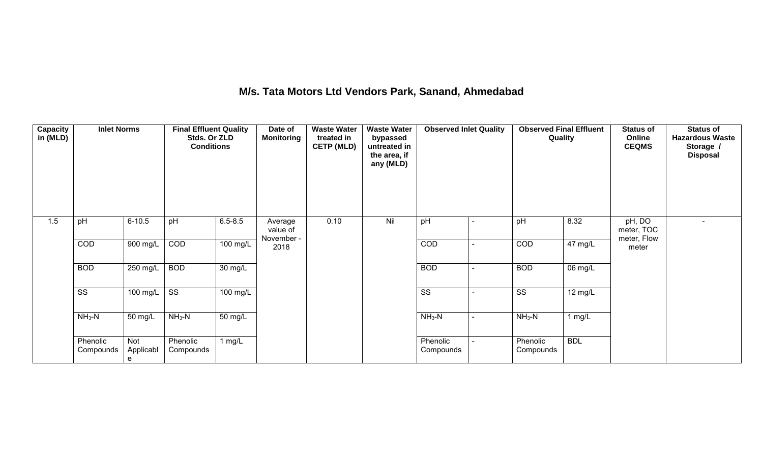# M/s. Tata Motors Ltd Vendors Park, Sanand, Ahmedabad

| Capacity in (MLD) | Inlet Norms | | Final Effluent Quality Stds. Or ZLD Conditions | | Date of Monitoring | Waste Water treated in CETP (MLD) | Waste Water bypassed untreated in the area, if any (MLD) | Observed Inlet Quality | | Observed Final Effluent Quality | | Status of Online CEQMS | Status of Hazardous Waste Storage / Disposal |
|---|---|---|---|---|---|---|---|---|---|---|---|---|---|
| 1.5 | pH | 6-10.5 | pH | 6.5-8.5 | Average value of November - 2018 | 0.10 | Nil | pH | - | pH | 8.32 | pH, DO meter, TOC meter, Flow meter | - |
| | COD | 900 mg/L | COD | 100 mg/L | | | | COD | - | COD | 47 mg/L | | |
| | BOD | 250 mg/L | BOD | 30 mg/L | | | | BOD | - | BOD | 06 mg/L | | |
| | SS | 100 mg/L | SS | 100 mg/L | | | | SS | - | SS | 12 mg/L | | |
| | $NH_3$-N | 50 mg/L | $NH_3$-N | 50 mg/L | | | | $NH_3$-N | - | $NH_3$-N | 1 mg/L | | |
| | Phenolic Compounds | Not Applicable | Phenolic Compounds | 1 mg/L | | | | Phenolic Compounds | - | Phenolic Compounds | BDL | | |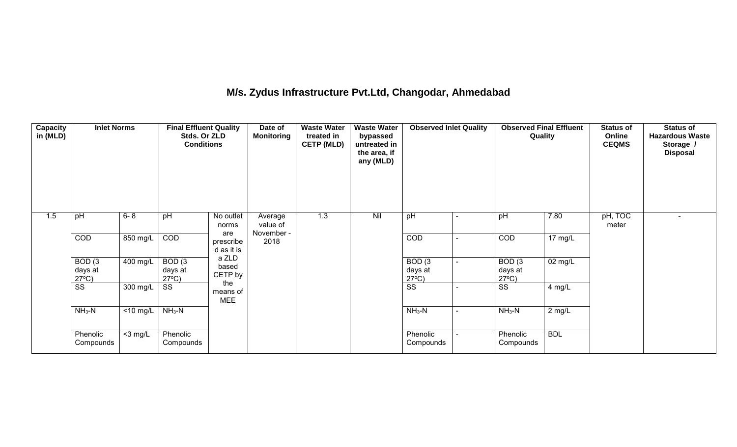## M/s. Zydus Infrastructure Pvt.Ltd, Changodar, Ahmedabad

| Capacity in (MLD) | Inlet Norms | | Final Effluent Quality Stds. Or ZLD Conditions | | Date of Monitoring | Waste Water treated in CETP (MLD) | Waste Water bypassed untreated in the area, if any (MLD) | Observed Inlet Quality | | Observed Final Effluent Quality | | Status of Online CEQMS | Status of Hazardous Waste Storage / Disposal |
|---|---|---|---|---|---|---|---|---|---|---|---|---|---|
| 1.5 | pH | 6- 8 | pH | No outlet norms are prescribed as it is a ZLD based CETP by the means of MEE | Average value of November - 2018 | 1.3 | Nil | pH | - | pH | 7.80 | pH, TOC meter | - |
| | COD | 850 mg/L | COD | | | | | COD | - | COD | 17 mg/L | | |
| | BOD (3 days at 27°C) | 400 mg/L | BOD (3 days at 27°C) | | | | | BOD (3 days at 27°C) | - | BOD (3 days at 27°C) | 02 mg/L | | |
| | SS | 300 mg/L | SS | | | | | SS | - | SS | 4 mg/L | | |
| | $NH_3$-N | <10 mg/L | $NH_3$-N | | | | | $NH_3$-N | - | $NH_3$-N | 2 mg/L | | |
| | Phenolic Compounds | <3 mg/L | Phenolic Compounds | | | | | Phenolic Compounds | - | Phenolic Compounds | BDL | | |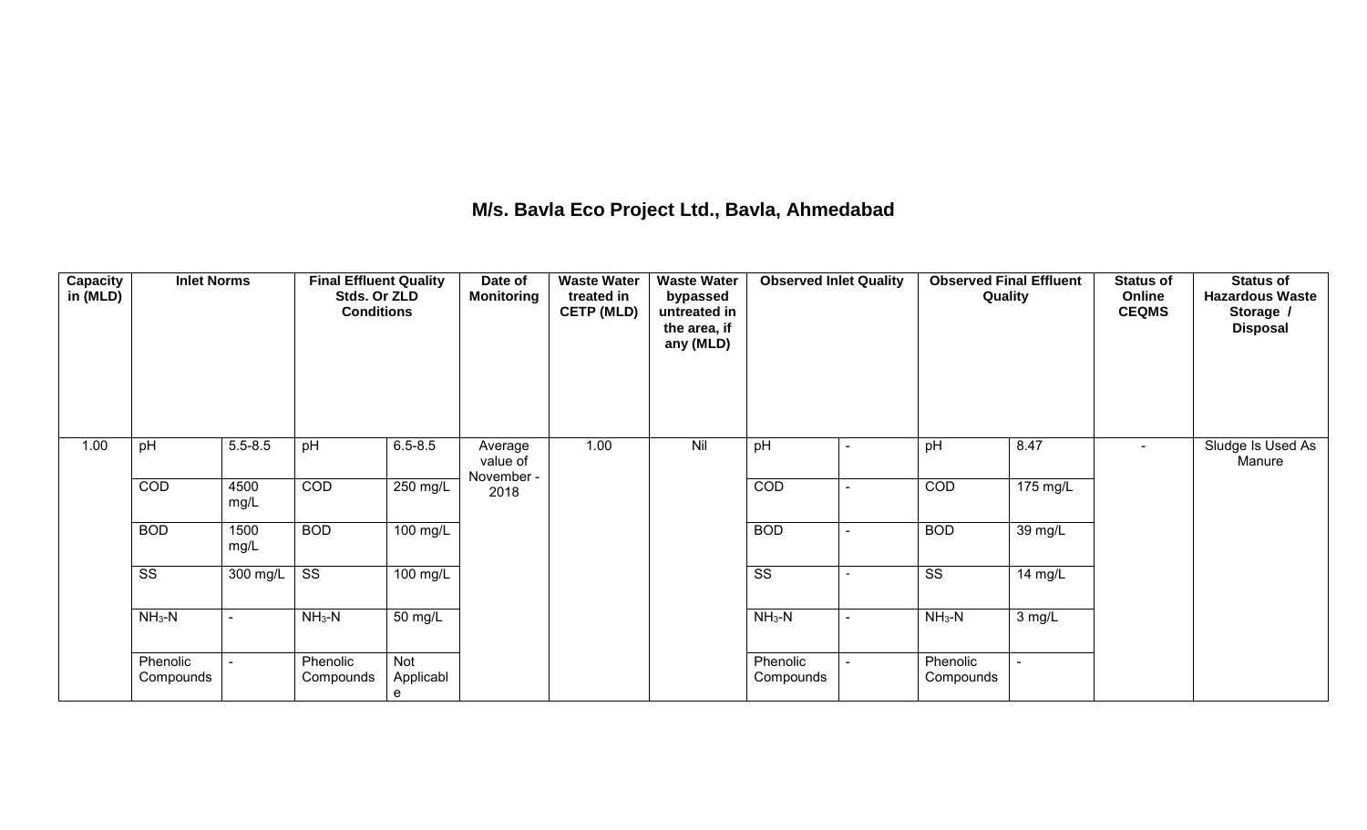## M/s. Bavla Eco Project Ltd., Bavla, Ahmedabad

| Capacity in (MLD) | Inlet Norms | | Final Effluent Quality Stds. Or ZLD Conditions | | Date of Monitoring | Waste Water treated in CETP (MLD) | Waste Water bypassed untreated in the area, if any (MLD) | Observed Inlet Quality | | Observed Final Effluent Quality | | Status of Online CEQMS | Status of Hazardous Waste Storage / Disposal |
|---|---|---|---|---|---|---|---|---|---|---|---|---|---|
| 1.00 | pH | 5.5-8.5 | pH | 6.5-8.5 | Average value of November - 2018 | 1.00 | Nil | pH | - | pH | 8.47 | - | Sludge Is Used As Manure |
| | COD | 4500 mg/L | COD | 250 mg/L | | | | COD | - | COD | 175 mg/L | | |
| | BOD | 1500 mg/L | BOD | 100 mg/L | | | | BOD | - | BOD | 39 mg/L | | |
| | SS | 300 mg/L | SS | 100 mg/L | | | | SS | - | SS | 14 mg/L | | |
| | $NH_3$-N | - | $NH_3$-N | 50 mg/L | | | | $NH_3$-N | - | $NH_3$-N | 3 mg/L | | |
| | Phenolic Compounds | - | Phenolic Compounds | Not Applicable | | | | Phenolic Compounds | - | Phenolic Compounds | - | | |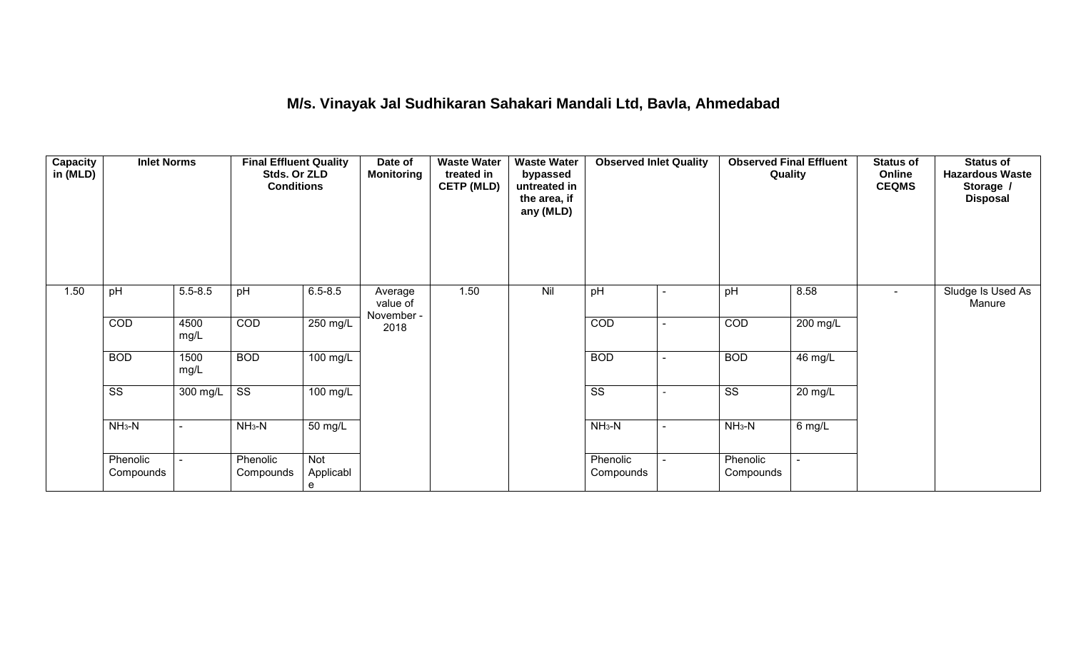# M/s. Vinayak Jal Sudhikaran Sahakari Mandali Ltd, Bavla, Ahmedabad

| Capacity in (MLD) | Inlet Norms | | Final Effluent Quality Stds. Or ZLD Conditions | | Date of Monitoring | Waste Water treated in CETP (MLD) | Waste Water bypassed untreated in the area, if any (MLD) | Observed Inlet Quality | | Observed Final Effluent Quality | | Status of Online CEQMS | Status of Hazardous Waste Storage / Disposal |
|---|---|---|---|---|---|---|---|---|---|---|---|---|---|
| 1.50 | pH | 5.5-8.5 | pH | 6.5-8.5 | Average value of November - 2018 | 1.50 | Nil | pH | - | pH | 8.58 | - | Sludge Is Used As Manure |
| | COD | 4500 mg/L | COD | 250 mg/L | | | | COD | - | COD | 200 mg/L | | |
| | BOD | 1500 mg/L | BOD | 100 mg/L | | | | BOD | - | BOD | 46 mg/L | | |
| | SS | 300 mg/L | SS | 100 mg/L | | | | SS | - | SS | 20 mg/L | | |
| | $NH_3$-N | - | $NH_3$-N | 50 mg/L | | | | $NH_3$-N | - | $NH_3$-N | 6 mg/L | | |
| | Phenolic Compounds | - | Phenolic Compounds | Not Applicable | | | | Phenolic Compounds | - | Phenolic Compounds | - | | |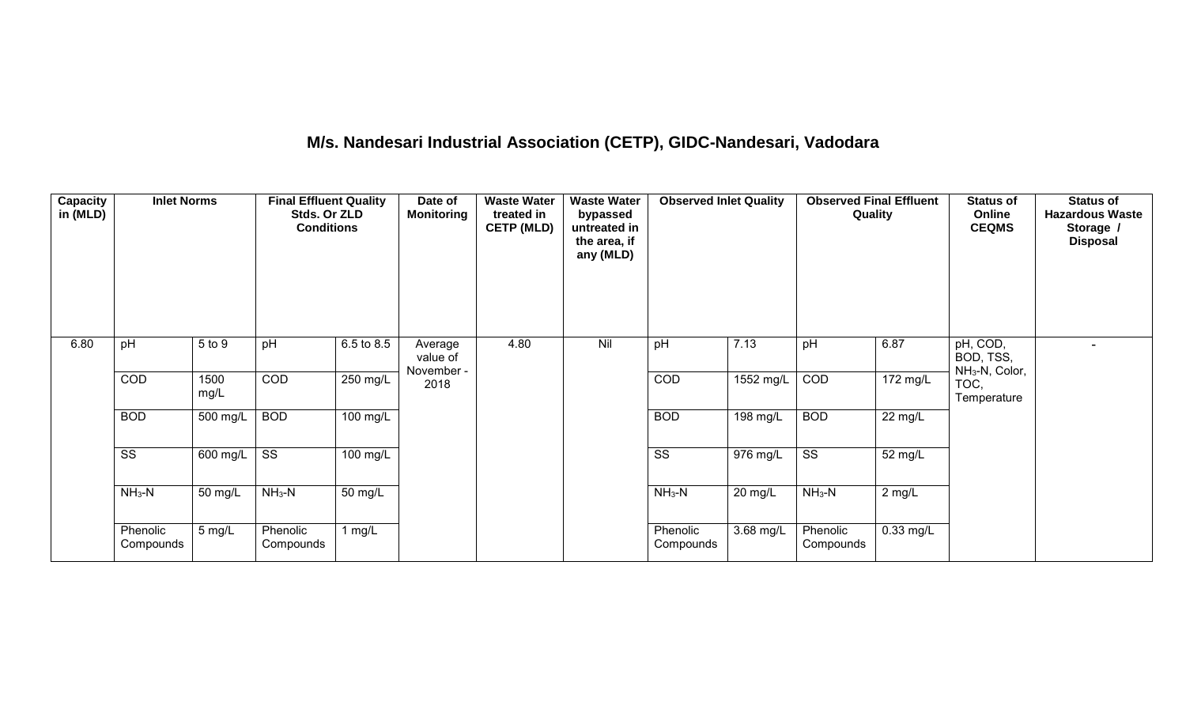## M/s. Nandesari Industrial Association (CETP), GIDC-Nandesari, Vadodara

| Capacity in (MLD) | Inlet Norms | | Final Effluent Quality Stds. Or ZLD Conditions | | Date of Monitoring | Waste Water treated in CETP (MLD) | Waste Water bypassed untreated in the area, if any (MLD) | Observed Inlet Quality | | Observed Final Effluent Quality | | Status of Online CEQMS | Status of Hazardous Waste Storage / Disposal |
|---|---|---|---|---|---|---|---|---|---|---|---|---|---|
| 6.80 | pH | 5 to 9 | pH | 6.5 to 8.5 | Average value of November - 2018 | 4.80 | Nil | pH | 7.13 | pH | 6.87 | pH, COD, BOD, TSS, $NH_3$-N, Color, TOC, Temperature | - |
| | COD | 1500 mg/L | COD | 250 mg/L | | | | COD | 1552 mg/L | COD | 172 mg/L | | |
| | BOD | 500 mg/L | BOD | 100 mg/L | | | | BOD | 198 mg/L | BOD | 22 mg/L | | |
| | SS | 600 mg/L | SS | 100 mg/L | | | | SS | 976 mg/L | SS | 52 mg/L | | |
| | $NH_3$-N | 50 mg/L | $NH_3$-N | 50 mg/L | | | | $NH_3$-N | 20 mg/L | $NH_3$-N | 2 mg/L | | |
| | Phenolic Compounds | 5 mg/L | Phenolic Compounds | 1 mg/L | | | | Phenolic Compounds | 3.68 mg/L | Phenolic Compounds | 0.33 mg/L | | |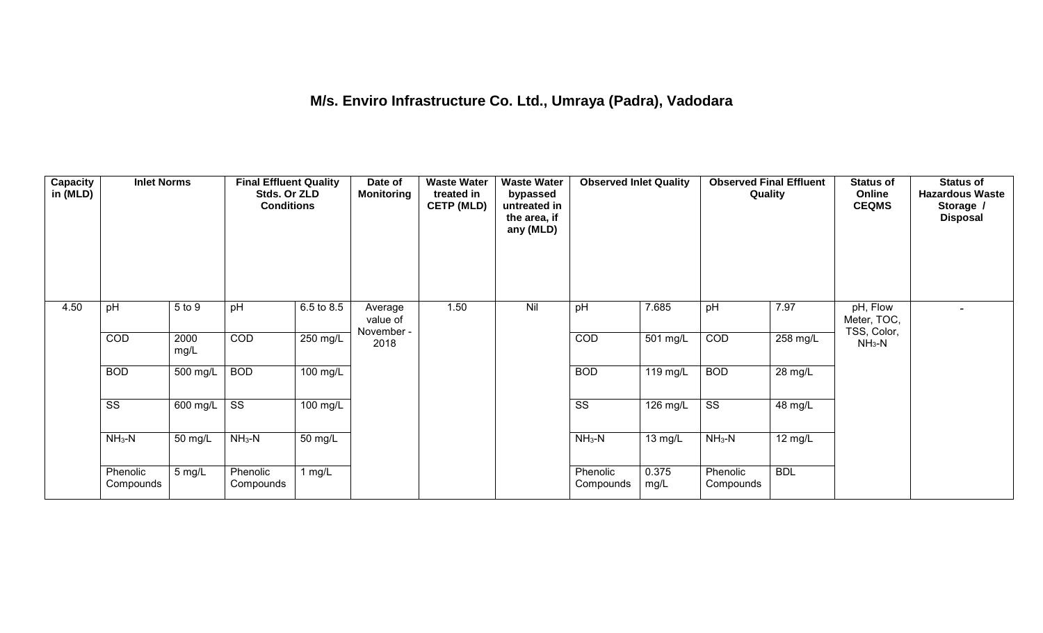# M/s. Enviro Infrastructure Co. Ltd., Umraya (Padra), Vadodara

| Capacity in (MLD) | Inlet Norms | | Final Effluent Quality Stds. Or ZLD Conditions | | Date of Monitoring | Waste Water treated in CETP (MLD) | Waste Water bypassed untreated in the area, if any (MLD) | Observed Inlet Quality | | Observed Final Effluent Quality | | Status of Online CEQMS | Status of Hazardous Waste Storage / Disposal |
|---|---|---|---|---|---|---|---|---|---|---|---|---|---|
| 4.50 | pH | 5 to 9 | pH | 6.5 to 8.5 | Average value of November - 2018 | 1.50 | Nil | pH | 7.685 | pH | 7.97 | pH, Flow Meter, TOC, TSS, Color, $NH_3$-N | - |
| | COD | 2000 mg/L | COD | 250 mg/L | | | | COD | 501 mg/L | COD | 258 mg/L | | |
| | BOD | 500 mg/L | BOD | 100 mg/L | | | | BOD | 119 mg/L | BOD | 28 mg/L | | |
| | SS | 600 mg/L | SS | 100 mg/L | | | | SS | 126 mg/L | SS | 48 mg/L | | |
| | $NH_3$-N | 50 mg/L | $NH_3$-N | 50 mg/L | | | | $NH_3$-N | 13 mg/L | $NH_3$-N | 12 mg/L | | |
| | Phenolic Compounds | 5 mg/L | Phenolic Compounds | 1 mg/L | | | | Phenolic Compounds | 0.375 mg/L | Phenolic Compounds | BDL | | |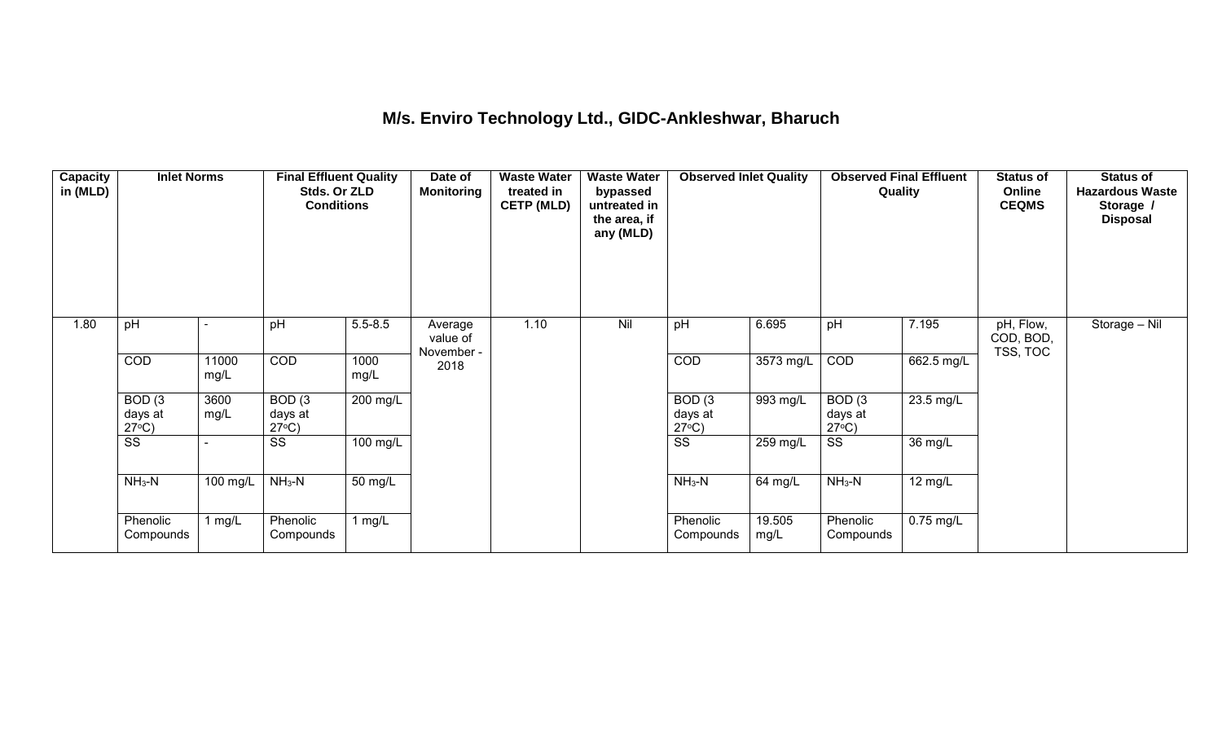## M/s. Enviro Technology Ltd., GIDC-Ankleshwar, Bharuch

| Capacity in (MLD) | Inlet Norms | | Final Effluent Quality Stds. Or ZLD Conditions | | Date of Monitoring | Waste Water treated in CETP (MLD) | Waste Water bypassed untreated in the area, if any (MLD) | Observed Inlet Quality | | Observed Final Effluent Quality | | Status of Online CEQMS | Status of Hazardous Waste Storage / Disposal |
|---|---|---|---|---|---|---|---|---|---|---|---|---|---|
| 1.80 | pH | - | pH | 5.5-8.5 | Average value of November - 2018 | 1.10 | Nil | pH | 6.695 | pH | 7.195 | pH, Flow, COD, BOD, TSS, TOC | Storage – Nil |
| | COD | 11000 mg/L | COD | 1000 mg/L | | | | COD | 3573 mg/L | COD | 662.5 mg/L | | |
| | BOD (3 days at 27°C) | 3600 mg/L | BOD (3 days at 27°C) | 200 mg/L | | | | BOD (3 days at 27°C) | 993 mg/L | BOD (3 days at 27°C) | 23.5 mg/L | | |
| | SS | - | SS | 100 mg/L | | | | SS | 259 mg/L | SS | 36 mg/L | | |
| | $NH_3$-N | 100 mg/L | $NH_3$-N | 50 mg/L | | | | $NH_3$-N | 64 mg/L | $NH_3$-N | 12 mg/L | | |
| | Phenolic Compounds | 1 mg/L | Phenolic Compounds | 1 mg/L | | | | Phenolic Compounds | 19.505 mg/L | Phenolic Compounds | 0.75 mg/L | | |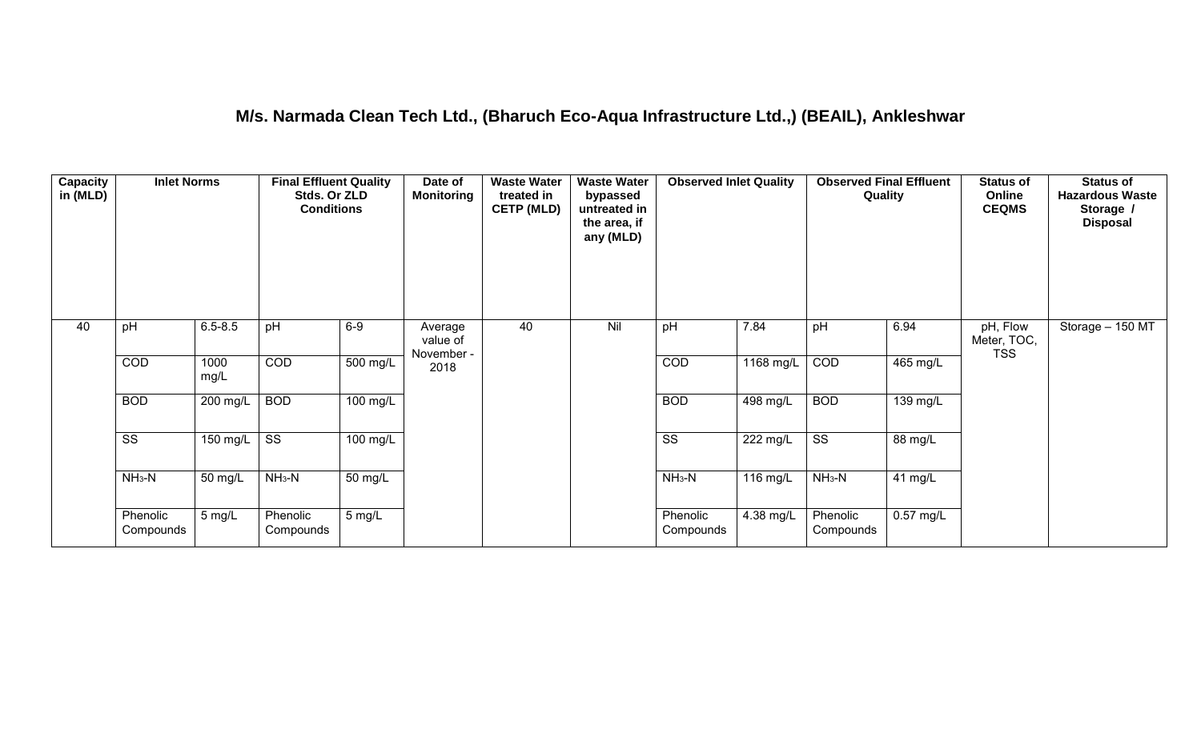## M/s. Narmada Clean Tech Ltd., (Bharuch Eco-Aqua Infrastructure Ltd.,) (BEAIL), Ankleshwar

| Capacity in (MLD) | Inlet Norms | | Final Effluent Quality Stds. Or ZLD Conditions | | Date of Monitoring | Waste Water treated in CETP (MLD) | Waste Water bypassed untreated in the area, if any (MLD) | Observed Inlet Quality | | Observed Final Effluent Quality | | Status of Online CEQMS | Status of Hazardous Waste Storage / Disposal |
|---|---|---|---|---|---|---|---|---|---|---|---|---|---|
| 40 | pH | 6.5-8.5 | pH | 6-9 | Average value of November - 2018 | 40 | Nil | pH | 7.84 | pH | 6.94 | pH, Flow Meter, TOC, TSS | Storage – 150 MT |
| | COD | 1000 mg/L | COD | 500 mg/L | | | | COD | 1168 mg/L | COD | 465 mg/L | | |
| | BOD | 200 mg/L | BOD | 100 mg/L | | | | BOD | 498 mg/L | BOD | 139 mg/L | | |
| | SS | 150 mg/L | SS | 100 mg/L | | | | SS | 222 mg/L | SS | 88 mg/L | | |
| | $NH_3$-N | 50 mg/L | $NH_3$-N | 50 mg/L | | | | $NH_3$-N | 116 mg/L | $NH_3$-N | 41 mg/L | | |
| | Phenolic Compounds | 5 mg/L | Phenolic Compounds | 5 mg/L | | | | Phenolic Compounds | 4.38 mg/L | Phenolic Compounds | 0.57 mg/L | | |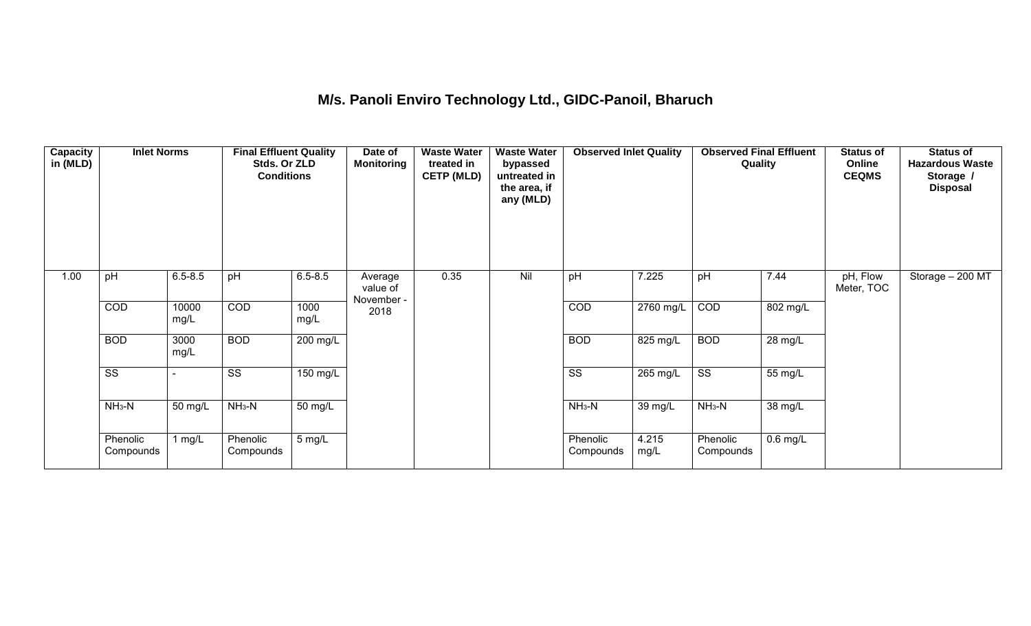## M/s. Panoli Enviro Technology Ltd., GIDC-Panoil, Bharuch

| Capacity in (MLD) | Inlet Norms | | Final Effluent Quality Stds. Or ZLD Conditions | | Date of Monitoring | Waste Water treated in CETP (MLD) | Waste Water bypassed untreated in the area, if any (MLD) | Observed Inlet Quality | | Observed Final Effluent Quality | | Status of Online CEQMS | Status of Hazardous Waste Storage / Disposal |
|---|---|---|---|---|---|---|---|---|---|---|---|---|---|
| 1.00 | pH | 6.5-8.5 | pH | 6.5-8.5 | Average value of November - 2018 | 0.35 | Nil | pH | 7.225 | pH | 7.44 | pH, Flow Meter, TOC | Storage – 200 MT |
| | COD | 10000 mg/L | COD | 1000 mg/L | | | | COD | 2760 mg/L | COD | 802 mg/L | | |
| | BOD | 3000 mg/L | BOD | 200 mg/L | | | | BOD | 825 mg/L | BOD | 28 mg/L | | |
| | SS | - | SS | 150 mg/L | | | | SS | 265 mg/L | SS | 55 mg/L | | |
| | $NH_3$-N | 50 mg/L | $NH_3$-N | 50 mg/L | | | | $NH_3$-N | 39 mg/L | $NH_3$-N | 38 mg/L | | |
| | Phenolic Compounds | 1 mg/L | Phenolic Compounds | 5 mg/L | | | | Phenolic Compounds | 4.215 mg/L | Phenolic Compounds | 0.6 mg/L | | |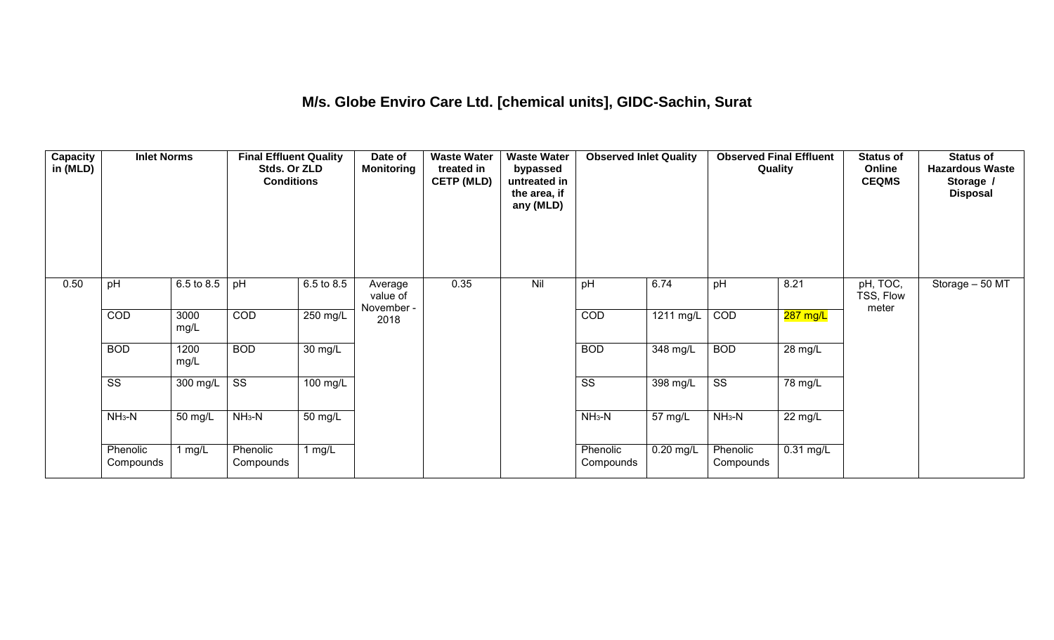# M/s. Globe Enviro Care Ltd. [chemical units], GIDC-Sachin, Surat

| Capacity in (MLD) | Inlet Norms | | Final Effluent Quality Stds. Or ZLD Conditions | | Date of Monitoring | Waste Water treated in CETP (MLD) | Waste Water bypassed untreated in the area, if any (MLD) | Observed Inlet Quality | | Observed Final Effluent Quality | | Status of Online CEQMS | Status of Hazardous Waste Storage / Disposal |
|---|---|---|---|---|---|---|---|---|---|---|---|---|---|
| 0.50 | pH | 6.5 to 8.5 | pH | 6.5 to 8.5 | Average value of November - 2018 | 0.35 | Nil | pH | 6.74 | pH | 8.21 | pH, TOC, TSS, Flow meter | Storage – 50 MT |
| | COD | 3000 mg/L | COD | 250 mg/L | | | | COD | 1211 mg/L | COD | 287 mg/L | | |
| | BOD | 1200 mg/L | BOD | 30 mg/L | | | | BOD | 348 mg/L | BOD | 28 mg/L | | |
| | SS | 300 mg/L | SS | 100 mg/L | | | | SS | 398 mg/L | SS | 78 mg/L | | |
| | $NH_3$-N | 50 mg/L | $NH_3$-N | 50 mg/L | | | | $NH_3$-N | 57 mg/L | $NH_3$-N | 22 mg/L | | |
| | Phenolic Compounds | 1 mg/L | Phenolic Compounds | 1 mg/L | | | | Phenolic Compounds | 0.20 mg/L | Phenolic Compounds | 0.31 mg/L | | |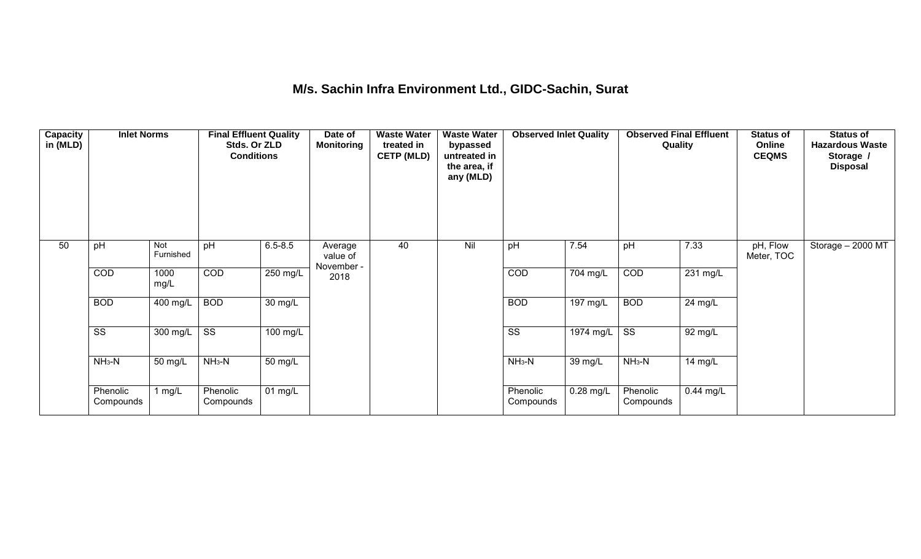# M/s. Sachin Infra Environment Ltd., GIDC-Sachin, Surat

| Capacity in (MLD) | Inlet Norms | | Final Effluent Quality Stds. Or ZLD Conditions | | Date of Monitoring | Waste Water treated in CETP (MLD) | Waste Water bypassed untreated in the area, if any (MLD) | Observed Inlet Quality | | Observed Final Effluent Quality | | Status of Online CEQMS | Status of Hazardous Waste Storage / Disposal |
|---|---|---|---|---|---|---|---|---|---|---|---|---|---|
| 50 | pH | Not Furnished | pH | 6.5-8.5 | Average value of November - 2018 | 40 | Nil | pH | 7.54 | pH | 7.33 | pH, Flow Meter, TOC | Storage – 2000 MT |
| | COD | 1000 mg/L | COD | 250 mg/L | | | | COD | 704 mg/L | COD | 231 mg/L | | |
| | BOD | 400 mg/L | BOD | 30 mg/L | | | | BOD | 197 mg/L | BOD | 24 mg/L | | |
| | SS | 300 mg/L | SS | 100 mg/L | | | | SS | 1974 mg/L | SS | 92 mg/L | | |
| | $NH_3$-N | 50 mg/L | $NH_3$-N | 50 mg/L | | | | $NH_3$-N | 39 mg/L | $NH_3$-N | 14 mg/L | | |
| | Phenolic Compounds | 1 mg/L | Phenolic Compounds | 01 mg/L | | | | Phenolic Compounds | 0.28 mg/L | Phenolic Compounds | 0.44 mg/L | | |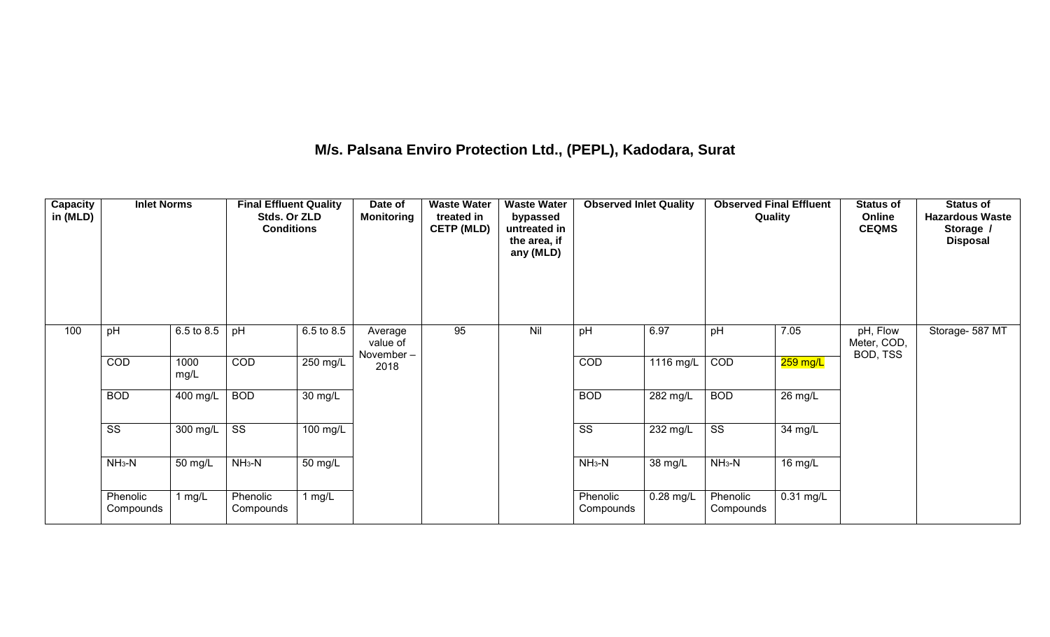## M/s. Palsana Enviro Protection Ltd., (PEPL), Kadodara, Surat

| Capacity in (MLD) | Inlet Norms | | Final Effluent Quality Stds. Or ZLD Conditions | | Date of Monitoring | Waste Water treated in CETP (MLD) | Waste Water bypassed untreated in the area, if any (MLD) | Observed Inlet Quality | | Observed Final Effluent Quality | | Status of Online CEQMS | Status of Hazardous Waste Storage / Disposal |
|---|---|---|---|---|---|---|---|---|---|---|---|---|---|
| 100 | pH | 6.5 to 8.5 | pH | 6.5 to 8.5 | Average value of November – 2018 | 95 | Nil | pH | 6.97 | pH | 7.05 | pH, Flow Meter, COD, BOD, TSS | Storage- 587 MT |
| | COD | 1000 mg/L | COD | 250 mg/L | | | | COD | 1116 mg/L | COD | 259 mg/L | | |
| | BOD | 400 mg/L | BOD | 30 mg/L | | | | BOD | 282 mg/L | BOD | 26 mg/L | | |
| | SS | 300 mg/L | SS | 100 mg/L | | | | SS | 232 mg/L | SS | 34 mg/L | | |
| | $NH_3$-N | 50 mg/L | $NH_3$-N | 50 mg/L | | | | $NH_3$-N | 38 mg/L | $NH_3$-N | 16 mg/L | | |
| | Phenolic Compounds | 1 mg/L | Phenolic Compounds | 1 mg/L | | | | Phenolic Compounds | 0.28 mg/L | Phenolic Compounds | 0.31 mg/L | | |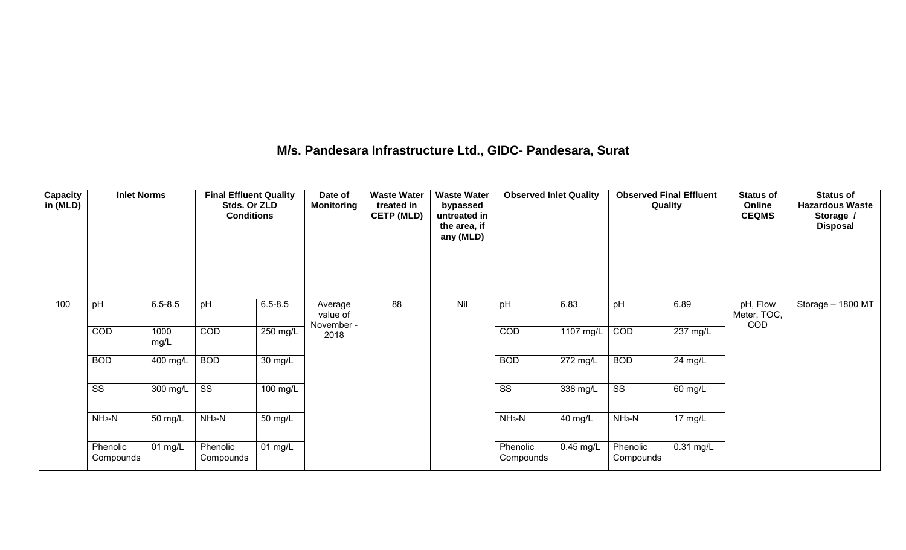## M/s. Pandesara Infrastructure Ltd., GIDC- Pandesara, Surat

| Capacity in (MLD) | Inlet Norms | | Final Effluent Quality Stds. Or ZLD Conditions | | Date of Monitoring | Waste Water treated in CETP (MLD) | Waste Water bypassed untreated in the area, if any (MLD) | Observed Inlet Quality | | Observed Final Effluent Quality | | Status of Online CEQMS | Status of Hazardous Waste Storage / Disposal |
|---|---|---|---|---|---|---|---|---|---|---|---|---|---|
| 100 | pH | 6.5-8.5 | pH | 6.5-8.5 | Average value of November - 2018 | 88 | Nil | pH | 6.83 | pH | 6.89 | pH, Flow Meter, TOC, COD | Storage – 1800 MT |
| | COD | 1000 mg/L | COD | 250 mg/L | | | | COD | 1107 mg/L | COD | 237 mg/L | | |
| | BOD | 400 mg/L | BOD | 30 mg/L | | | | BOD | 272 mg/L | BOD | 24 mg/L | | |
| | SS | 300 mg/L | SS | 100 mg/L | | | | SS | 338 mg/L | SS | 60 mg/L | | |
| | $NH_3$-N | 50 mg/L | $NH_3$-N | 50 mg/L | | | | $NH_3$-N | 40 mg/L | $NH_3$-N | 17 mg/L | | |
| | Phenolic Compounds | 01 mg/L | Phenolic Compounds | 01 mg/L | | | | Phenolic Compounds | 0.45 mg/L | Phenolic Compounds | 0.31 mg/L | | |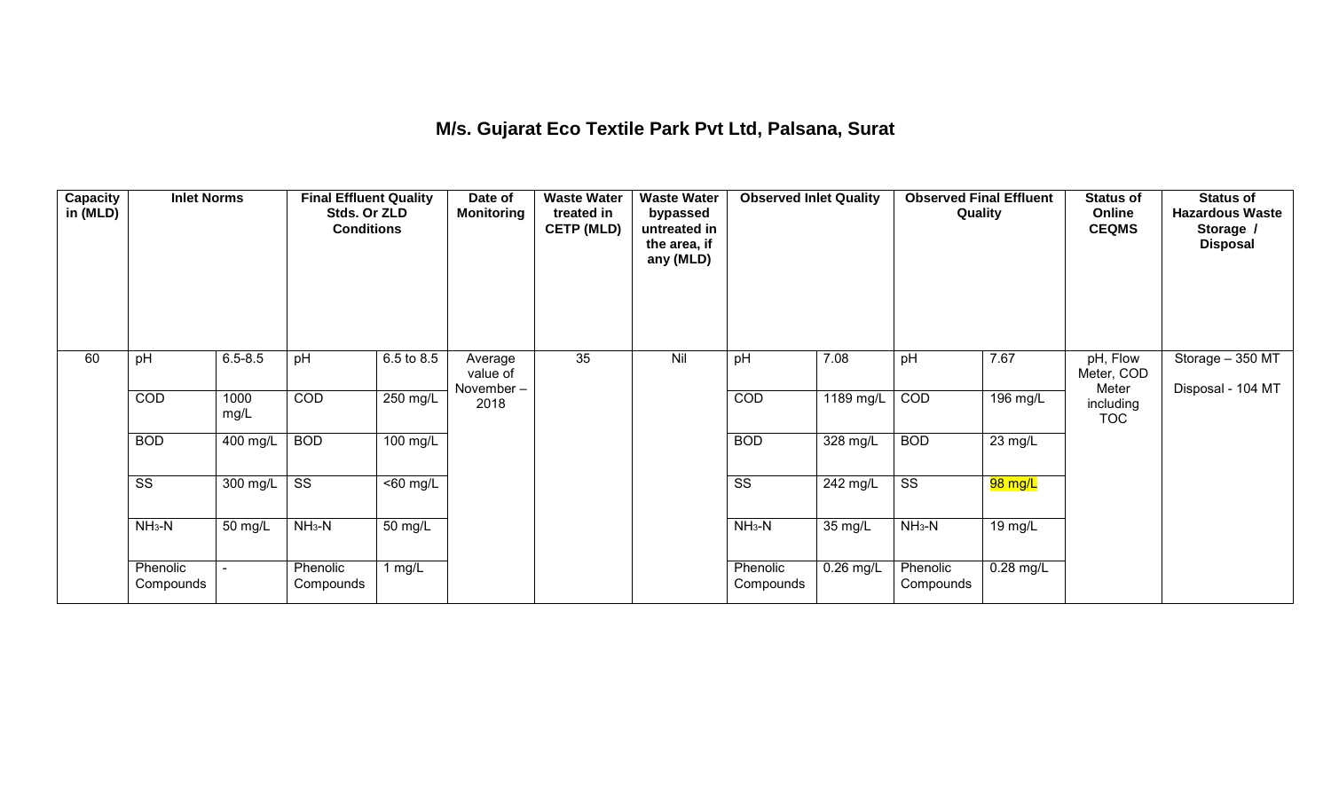## M/s. Gujarat Eco Textile Park Pvt Ltd, Palsana, Surat

| Capacity in (MLD) | Inlet Norms | | Final Effluent Quality Stds. Or ZLD Conditions | | Date of Monitoring | Waste Water treated in CETP (MLD) | Waste Water bypassed untreated in the area, if any (MLD) | Observed Inlet Quality | | Observed Final Effluent Quality | | Status of Online CEQMS | Status of Hazardous Waste Storage / Disposal |
|---|---|---|---|---|---|---|---|---|---|---|---|---|---|
| 60 | pH | 6.5-8.5 | pH | 6.5 to 8.5 | Average value of November – 2018 | 35 | Nil | pH | 7.08 | pH | 7.67 | pH, Flow Meter, COD Meter including TOC | Storage – 350 MT Disposal - 104 MT |
| | COD | 1000 mg/L | COD | 250 mg/L | | | | COD | 1189 mg/L | COD | 196 mg/L | | |
| | BOD | 400 mg/L | BOD | 100 mg/L | | | | BOD | 328 mg/L | BOD | 23 mg/L | | |
| | SS | 300 mg/L | SS | <60 mg/L | | | | SS | 242 mg/L | SS | 98 mg/L | | |
| | $NH_3$-N | 50 mg/L | $NH_3$-N | 50 mg/L | | | | $NH_3$-N | 35 mg/L | $NH_3$-N | 19 mg/L | | |
| | Phenolic Compounds | - | Phenolic Compounds | 1 mg/L | | | | Phenolic Compounds | 0.26 mg/L | Phenolic Compounds | 0.28 mg/L | | |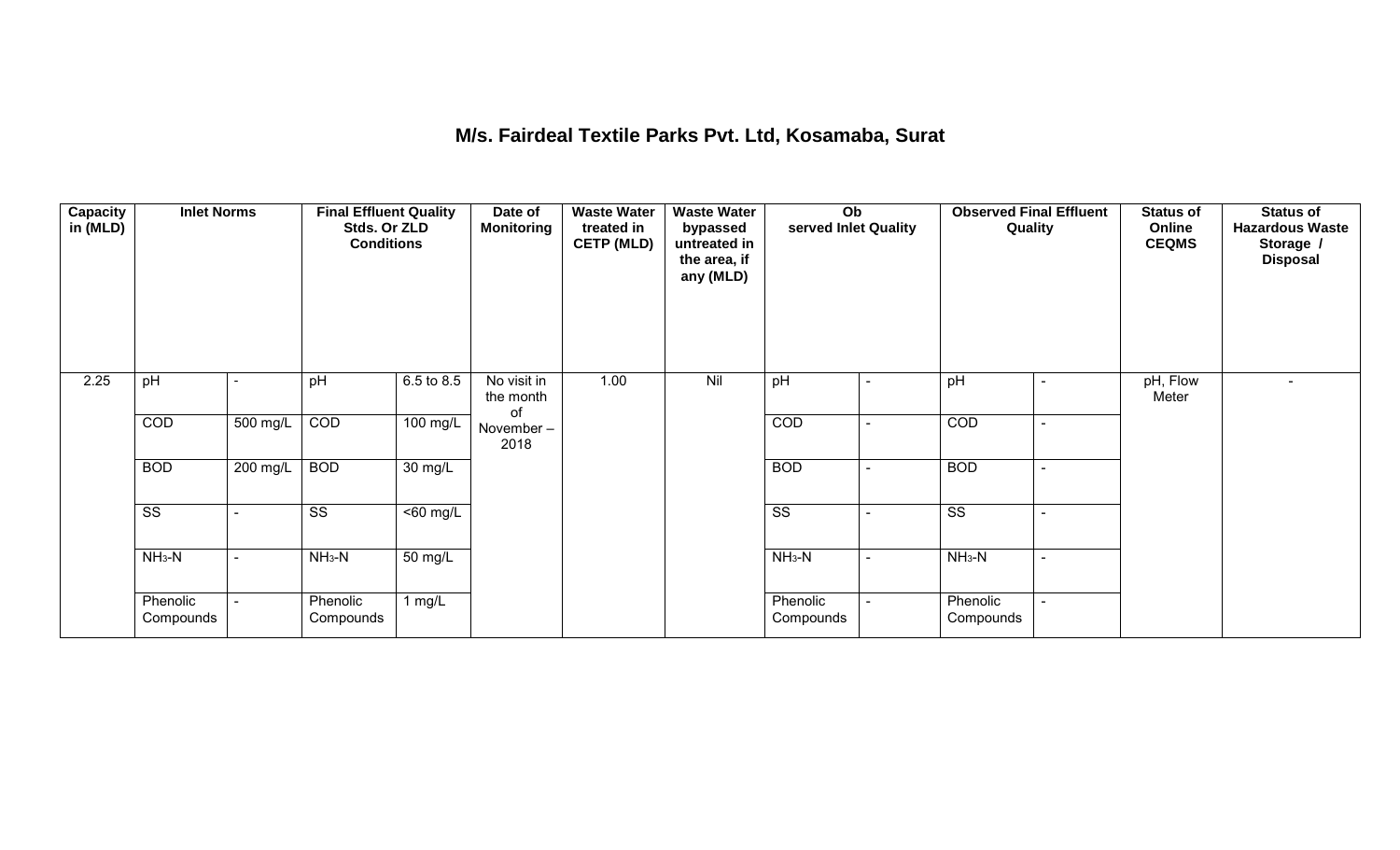# M/s. Fairdeal Textile Parks Pvt. Ltd, Kosamaba, Surat

| Capacity in (MLD) | Inlet Norms | | Final Effluent Quality Stds. Or ZLD Conditions | | Date of Monitoring | Waste Water treated in CETP (MLD) | Waste Water bypassed untreated in the area, if any (MLD) | Observed Inlet Quality | | Observed Final Effluent Quality | | Status of Online CEQMS | Status of Hazardous Waste Storage / Disposal |
|---|---|---|---|---|---|---|---|---|---|---|---|---|---|
| 2.25 | pH | - | pH | 6.5 to 8.5 | No visit in the month of November – 2018 | 1.00 | Nil | pH | - | pH | - | pH, Flow Meter | - |
| | COD | 500 mg/L | COD | 100 mg/L | | | | COD | - | COD | - | | |
| | BOD | 200 mg/L | BOD | 30 mg/L | | | | BOD | - | BOD | - | | |
| | SS | - | SS | <60 mg/L | | | | SS | - | SS | - | | |
| | $NH_3$-N | - | $NH_3$-N | 50 mg/L | | | | $NH_3$-N | - | $NH_3$-N | - | | |
| | Phenolic Compounds | - | Phenolic Compounds | 1 mg/L | | | | Phenolic Compounds | - | Phenolic Compounds | - | | |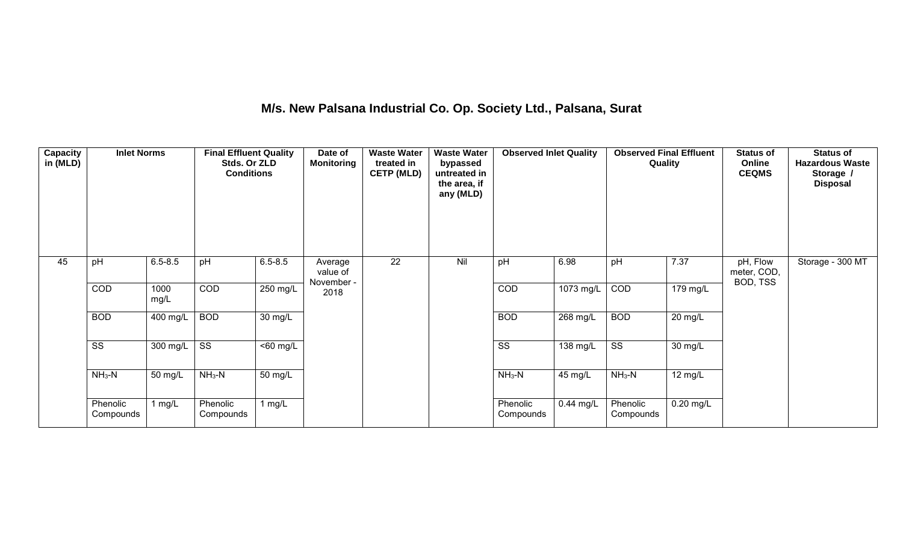## M/s. New Palsana Industrial Co. Op. Society Ltd., Palsana, Surat

| Capacity in (MLD) | Inlet Norms | | Final Effluent Quality Stds. Or ZLD Conditions | | Date of Monitoring | Waste Water treated in CETP (MLD) | Waste Water bypassed untreated in the area, if any (MLD) | Observed Inlet Quality | | Observed Final Effluent Quality | | Status of Online CEQMS | Status of Hazardous Waste Storage / Disposal |
|---|---|---|---|---|---|---|---|---|---|---|---|---|---|
| 45 | pH | 6.5-8.5 | pH | 6.5-8.5 | Average value of November - 2018 | 22 | Nil | pH | 6.98 | pH | 7.37 | pH, Flow meter, COD, BOD, TSS | Storage - 300 MT |
| | COD | 1000 mg/L | COD | 250 mg/L | | | | COD | 1073 mg/L | COD | 179 mg/L | | |
| | BOD | 400 mg/L | BOD | 30 mg/L | | | | BOD | 268 mg/L | BOD | 20 mg/L | | |
| | SS | 300 mg/L | SS | <60 mg/L | | | | SS | 138 mg/L | SS | 30 mg/L | | |
| | $NH_3$-N | 50 mg/L | $NH_3$-N | 50 mg/L | | | | $NH_3$-N | 45 mg/L | $NH_3$-N | 12 mg/L | | |
| | Phenolic Compounds | 1 mg/L | Phenolic Compounds | 1 mg/L | | | | Phenolic Compounds | 0.44 mg/L | Phenolic Compounds | 0.20 mg/L | | |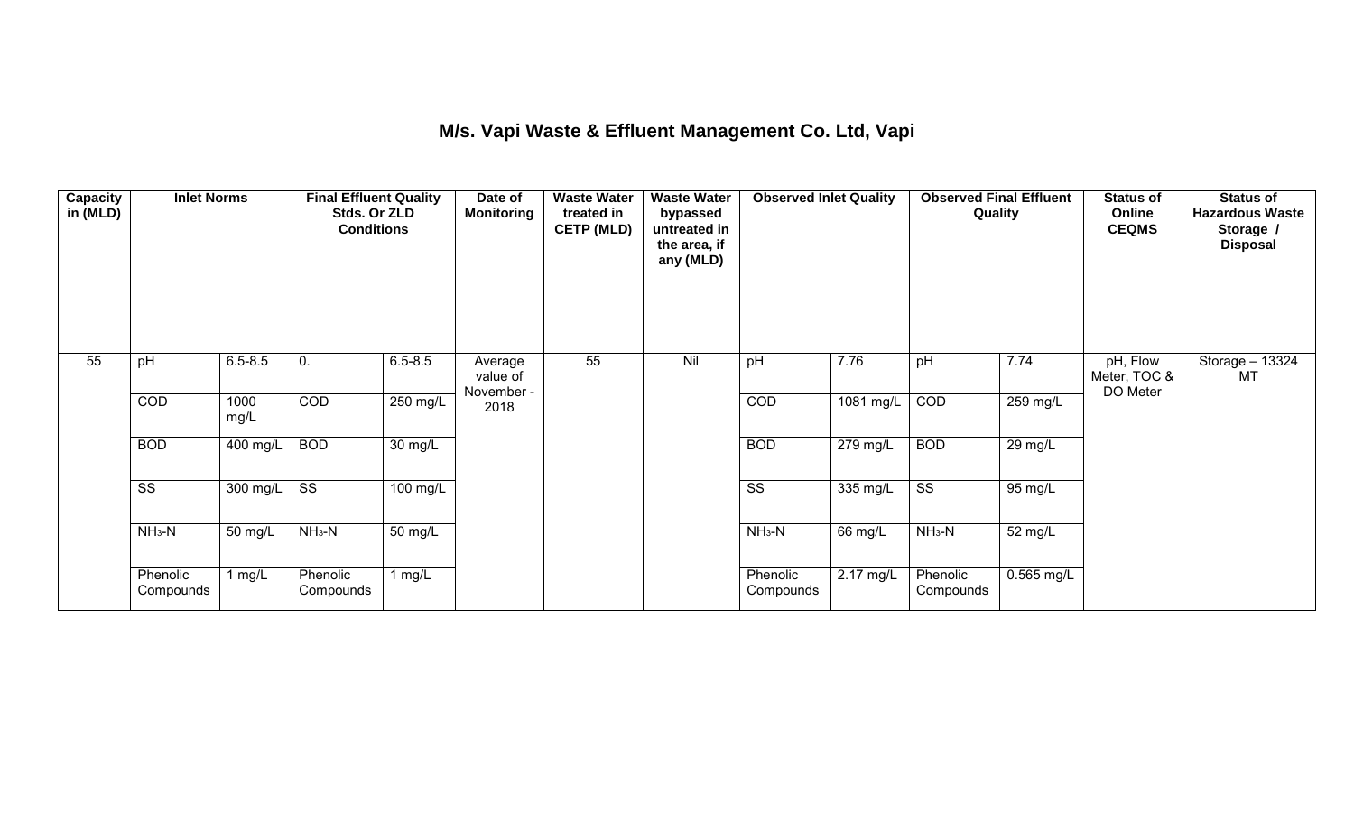# M/s. Vapi Waste & Effluent Management Co. Ltd, Vapi

| Capacity in (MLD) | Inlet Norms | | Final Effluent Quality Stds. Or ZLD Conditions | | Date of Monitoring | Waste Water treated in CETP (MLD) | Waste Water bypassed untreated in the area, if any (MLD) | Observed Inlet Quality | | Observed Final Effluent Quality | | Status of Online CEQMS | Status of Hazardous Waste Storage / Disposal |
|---|---|---|---|---|---|---|---|---|---|---|---|---|---|
| 55 | pH | 6.5-8.5 | 0. | 6.5-8.5 | Average value of November - 2018 | 55 | Nil | pH | 7.76 | pH | 7.74 | pH, Flow Meter, TOC & DO Meter | Storage – 13324 MT |
| | COD | 1000 mg/L | COD | 250 mg/L | | | | COD | 1081 mg/L | COD | 259 mg/L | | |
| | BOD | 400 mg/L | BOD | 30 mg/L | | | | BOD | 279 mg/L | BOD | 29 mg/L | | |
| | SS | 300 mg/L | SS | 100 mg/L | | | | SS | 335 mg/L | SS | 95 mg/L | | |
| | $NH_3$-N | 50 mg/L | $NH_3$-N | 50 mg/L | | | | $NH_3$-N | 66 mg/L | $NH_3$-N | 52 mg/L | | |
| | Phenolic Compounds | 1 mg/L | Phenolic Compounds | 1 mg/L | | | | Phenolic Compounds | 2.17 mg/L | Phenolic Compounds | 0.565 mg/L | | |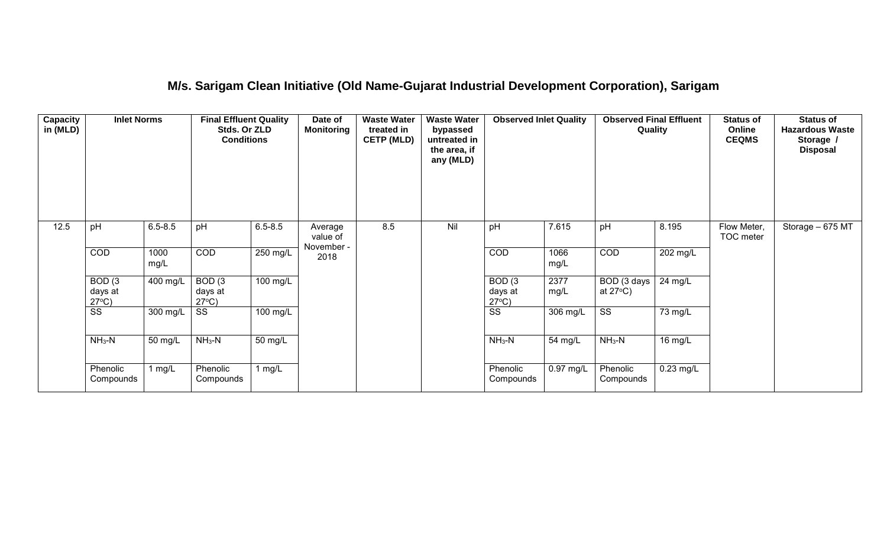## M/s. Sarigam Clean Initiative (Old Name-Gujarat Industrial Development Corporation), Sarigam

| Capacity in (MLD) | Inlet Norms | | Final Effluent Quality Stds. Or ZLD Conditions | | Date of Monitoring | Waste Water treated in CETP (MLD) | Waste Water bypassed untreated in the area, if any (MLD) | Observed Inlet Quality | | Observed Final Effluent Quality | | Status of Online CEQMS | Status of Hazardous Waste Storage / Disposal |
|---|---|---|---|---|---|---|---|---|---|---|---|---|---|
| 12.5 | pH | 6.5-8.5 | pH | 6.5-8.5 | Average value of November - 2018 | 8.5 | Nil | pH | 7.615 | pH | 8.195 | Flow Meter, TOC meter | Storage – 675 MT |
| | COD | 1000 mg/L | COD | 250 mg/L | | | | COD | 1066 mg/L | COD | 202 mg/L | | |
| | BOD (3 days at 27°C) | 400 mg/L | BOD (3 days at 27°C) | 100 mg/L | | | | BOD (3 days at 27°C) | 2377 mg/L | BOD (3 days at 27°C) | 24 mg/L | | |
| | SS | 300 mg/L | SS | 100 mg/L | | | | SS | 306 mg/L | SS | 73 mg/L | | |
| | $NH_3$-N | 50 mg/L | $NH_3$-N | 50 mg/L | | | | $NH_3$-N | 54 mg/L | $NH_3$-N | 16 mg/L | | |
| | Phenolic Compounds | 1 mg/L | Phenolic Compounds | 1 mg/L | | | | Phenolic Compounds | 0.97 mg/L | Phenolic Compounds | 0.23 mg/L | | |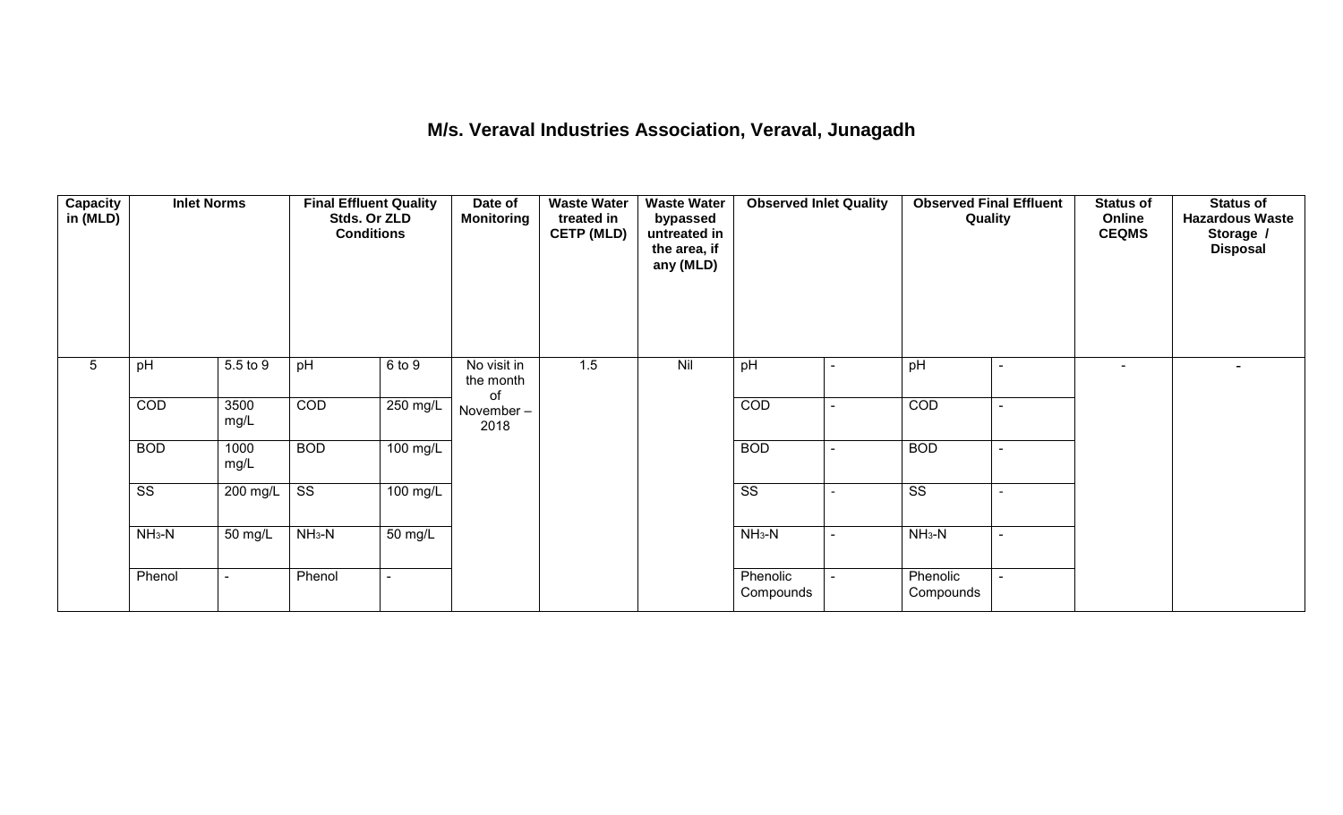# M/s. Veraval Industries Association, Veraval, Junagadh

| Capacity in (MLD) | Inlet Norms | | Final Effluent Quality Stds. Or ZLD Conditions | | Date of Monitoring | Waste Water treated in CETP (MLD) | Waste Water bypassed untreated in the area, if any (MLD) | Observed Inlet Quality | | Observed Final Effluent Quality | | Status of Online CEQMS | Status of Hazardous Waste Storage / Disposal |
|---|---|---|---|---|---|---|---|---|---|---|---|---|---|
| 5 | pH | 5.5 to 9 | pH | 6 to 9 | No visit in the month of November – 2018 | 1.5 | Nil | pH | - | pH | - | - | - |
| | COD | 3500 mg/L | COD | 250 mg/L | | | | COD | - | COD | - | | |
| | BOD | 1000 mg/L | BOD | 100 mg/L | | | | BOD | - | BOD | - | | |
| | SS | 200 mg/L | SS | 100 mg/L | | | | SS | - | SS | - | | |
| | $NH_3$-N | 50 mg/L | $NH_3$-N | 50 mg/L | | | | $NH_3$-N | - | $NH_3$-N | - | | |
| | Phenol | - | Phenol | - | | | | Phenolic Compounds | - | Phenolic Compounds | - | | |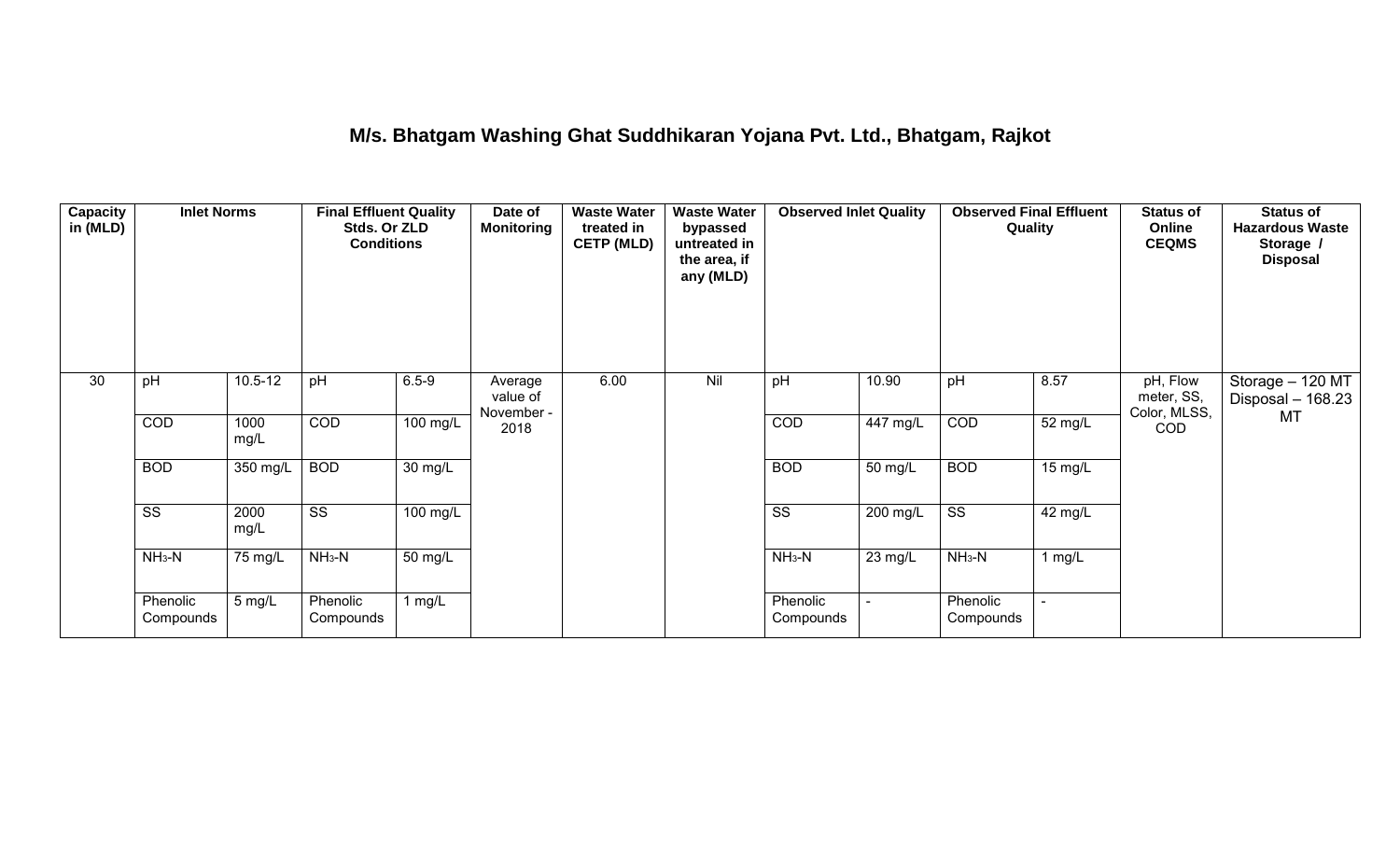# M/s. Bhatgam Washing Ghat Suddhikaran Yojana Pvt. Ltd., Bhatgam, Rajkot

| Capacity in (MLD) | Inlet Norms | | Final Effluent Quality Stds. Or ZLD Conditions | | Date of Monitoring | Waste Water treated in CETP (MLD) | Waste Water bypassed untreated in the area, if any (MLD) | Observed Inlet Quality | | Observed Final Effluent Quality | | Status of Online CEQMS | Status of Hazardous Waste Storage / Disposal |
|---|---|---|---|---|---|---|---|---|---|---|---|---|---|
| 30 | pH | 10.5-12 | pH | 6.5-9 | Average value of November - 2018 | 6.00 | Nil | pH | 10.90 | pH | 8.57 | pH, Flow meter, SS, Color, MLSS, COD | Storage – 120 MT Disposal – 168.23 MT |
| | COD | 1000 mg/L | COD | 100 mg/L | | | | COD | 447 mg/L | COD | 52 mg/L | | |
| | BOD | 350 mg/L | BOD | 30 mg/L | | | | BOD | 50 mg/L | BOD | 15 mg/L | | |
| | SS | 2000 mg/L | SS | 100 mg/L | | | | SS | 200 mg/L | SS | 42 mg/L | | |
| | $NH_3$-N | 75 mg/L | $NH_3$-N | 50 mg/L | | | | $NH_3$-N | 23 mg/L | $NH_3$-N | 1 mg/L | | |
| | Phenolic Compounds | 5 mg/L | Phenolic Compounds | 1 mg/L | | | | Phenolic Compounds | - | Phenolic Compounds | - | | |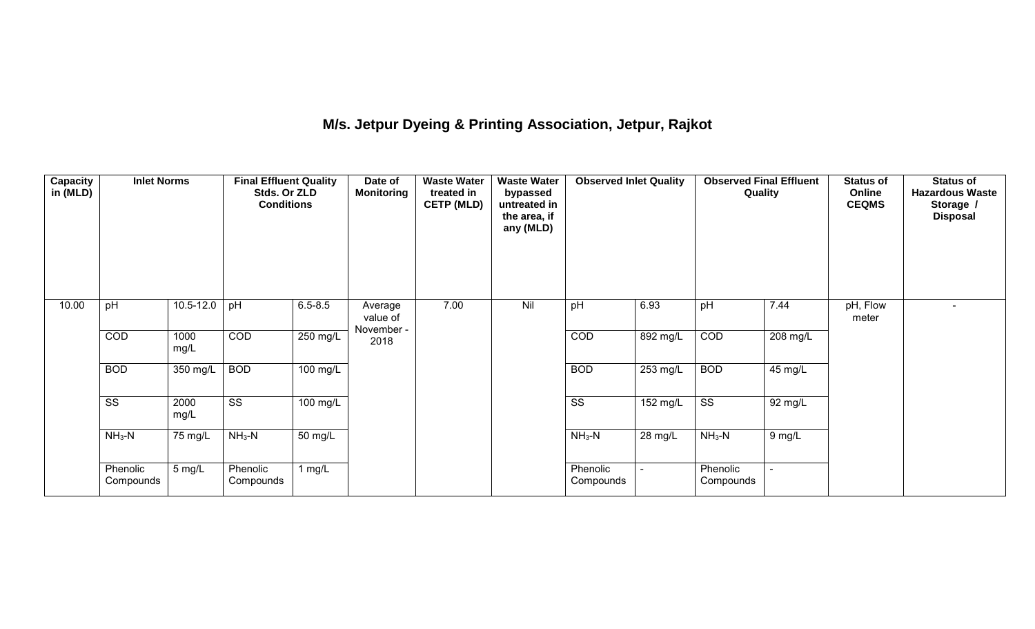# M/s. Jetpur Dyeing & Printing Association, Jetpur, Rajkot

| Capacity in (MLD) | Inlet Norms | | Final Effluent Quality Stds. Or ZLD Conditions | | Date of Monitoring | Waste Water treated in CETP (MLD) | Waste Water bypassed untreated in the area, if any (MLD) | Observed Inlet Quality | | Observed Final Effluent Quality | | Status of Online CEQMS | Status of Hazardous Waste Storage / Disposal |
|---|---|---|---|---|---|---|---|---|---|---|---|---|---|
| 10.00 | pH | 10.5-12.0 | pH | 6.5-8.5 | Average value of November - 2018 | 7.00 | Nil | pH | 6.93 | pH | 7.44 | pH, Flow meter | - |
| | COD | 1000 mg/L | COD | 250 mg/L | | | | COD | 892 mg/L | COD | 208 mg/L | | |
| | BOD | 350 mg/L | BOD | 100 mg/L | | | | BOD | 253 mg/L | BOD | 45 mg/L | | |
| | SS | 2000 mg/L | SS | 100 mg/L | | | | SS | 152 mg/L | SS | 92 mg/L | | |
| | $NH_3$-N | 75 mg/L | $NH_3$-N | 50 mg/L | | | | $NH_3$-N | 28 mg/L | $NH_3$-N | 9 mg/L | | |
| | Phenolic Compounds | 5 mg/L | Phenolic Compounds | 1 mg/L | | | | Phenolic Compounds | - | Phenolic Compounds | - | | |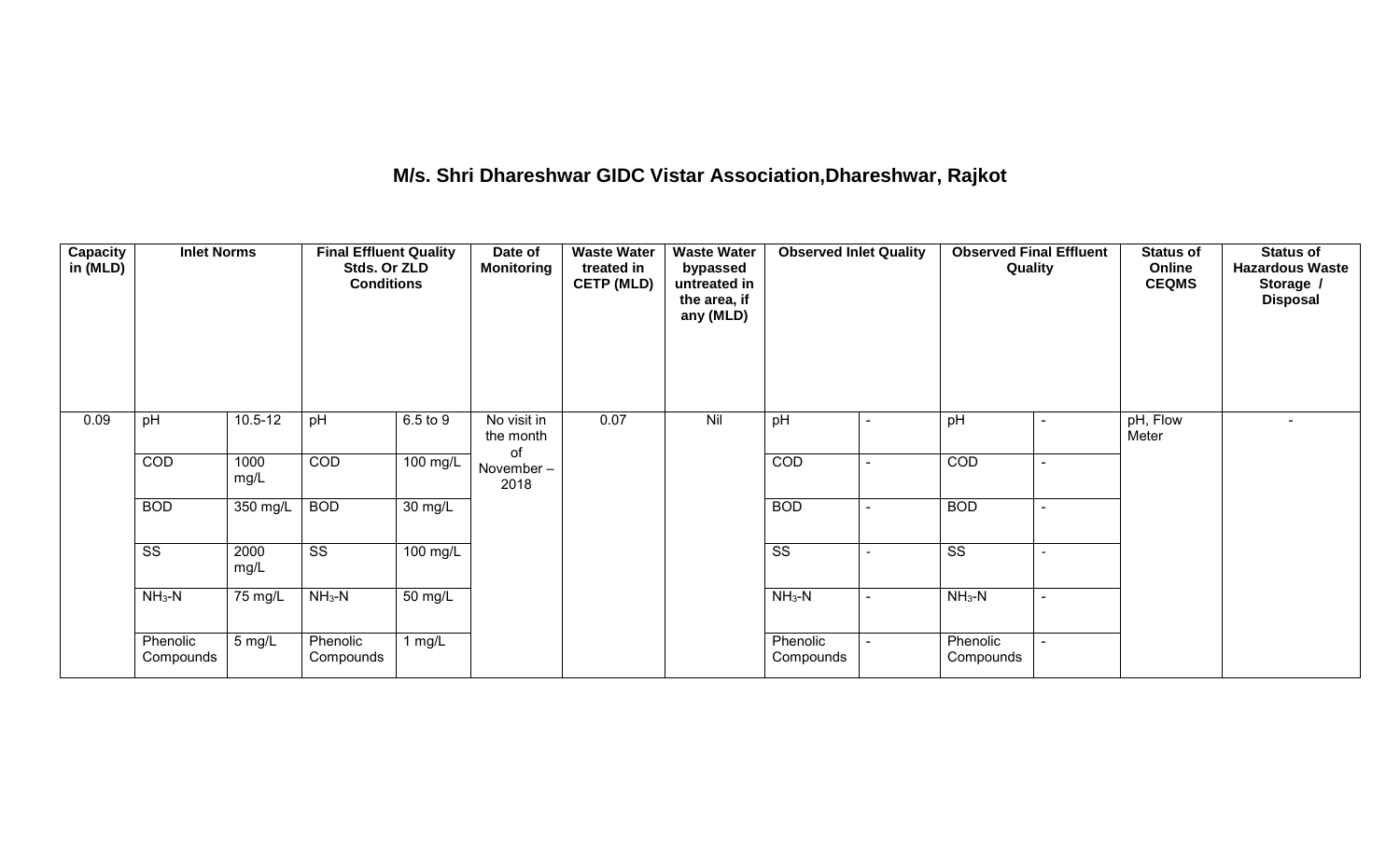## M/s. Shri Dhareshwar GIDC Vistar Association,Dhareshwar, Rajkot

| Capacity in (MLD) | Inlet Norms | | Final Effluent Quality Stds. Or ZLD Conditions | | Date of Monitoring | Waste Water treated in CETP (MLD) | Waste Water bypassed untreated in the area, if any (MLD) | Observed Inlet Quality | | Observed Final Effluent Quality | | Status of Online CEQMS | Status of Hazardous Waste Storage / Disposal |
|---|---|---|---|---|---|---|---|---|---|---|---|---|---|
| 0.09 | pH | 10.5-12 | pH | 6.5 to 9 | No visit in the month of November – 2018 | 0.07 | Nil | pH | - | pH | - | pH, Flow Meter | - |
| | COD | 1000 mg/L | COD | 100 mg/L | | | | COD | - | COD | - | | |
| | BOD | 350 mg/L | BOD | 30 mg/L | | | | BOD | - | BOD | - | | |
| | SS | 2000 mg/L | SS | 100 mg/L | | | | SS | - | SS | - | | |
| | $NH_3$-N | 75 mg/L | $NH_3$-N | 50 mg/L | | | | $NH_3$-N | - | $NH_3$-N | - | | |
| | Phenolic Compounds | 5 mg/L | Phenolic Compounds | 1 mg/L | | | | Phenolic Compounds | - | Phenolic Compounds | - | | |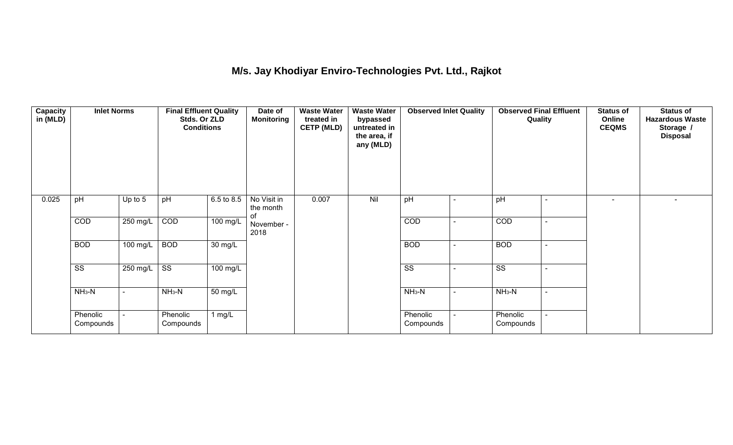# M/s. Jay Khodiyar Enviro-Technologies Pvt. Ltd., Rajkot

| Capacity in (MLD) | Inlet Norms | | Final Effluent Quality Stds. Or ZLD Conditions | | Date of Monitoring | Waste Water treated in CETP (MLD) | Waste Water bypassed untreated in the area, if any (MLD) | Observed Inlet Quality | | Observed Final Effluent Quality | | Status of Online CEQMS | Status of Hazardous Waste Storage / Disposal |
|---|---|---|---|---|---|---|---|---|---|---|---|---|---|
| 0.025 | pH | Up to 5 | pH | 6.5 to 8.5 | No Visit in the month of November - 2018 | 0.007 | Nil | pH | - | pH | - | - | - |
| | COD | 250 mg/L | COD | 100 mg/L | | | | COD | - | COD | - | | |
| | BOD | 100 mg/L | BOD | 30 mg/L | | | | BOD | - | BOD | - | | |
| | SS | 250 mg/L | SS | 100 mg/L | | | | SS | - | SS | - | | |
| | $NH_3$-N | - | $NH_3$-N | 50 mg/L | | | | $NH_3$-N | - | $NH_3$-N | - | | |
| | Phenolic Compounds | - | Phenolic Compounds | 1 mg/L | | | | Phenolic Compounds | - | Phenolic Compounds | - | | |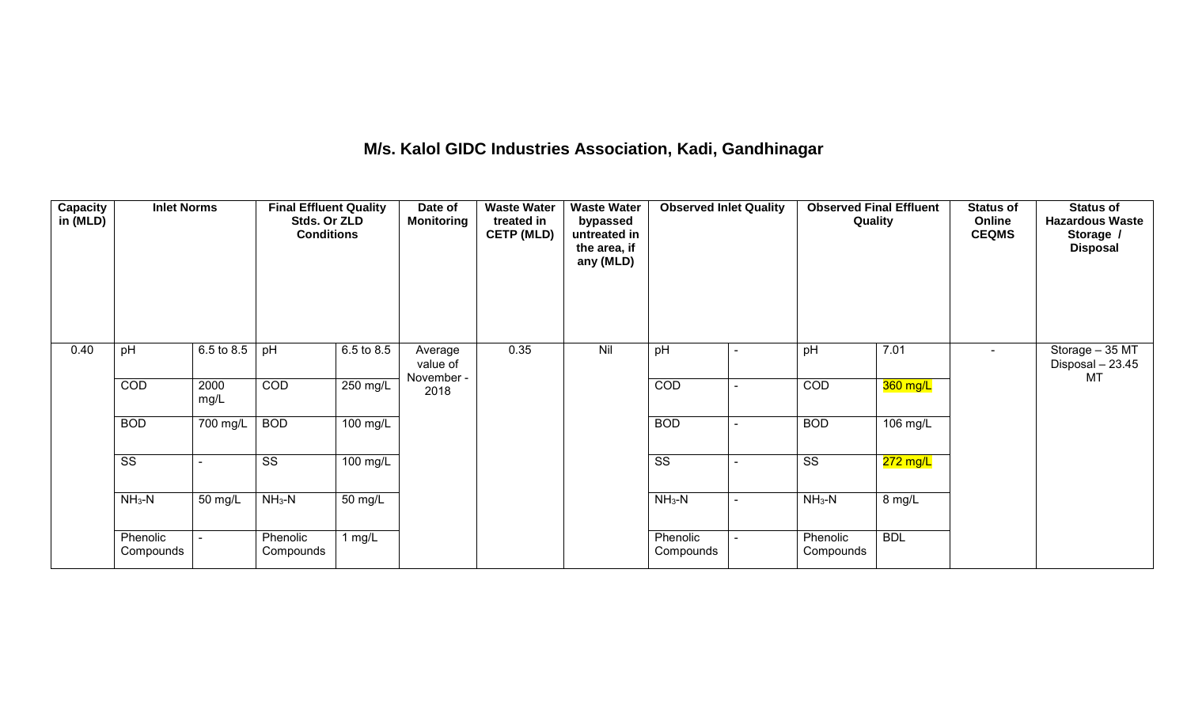# M/s. Kalol GIDC Industries Association, Kadi, Gandhinagar

| Capacity in (MLD) | Inlet Norms | | Final Effluent Quality Stds. Or ZLD Conditions | | Date of Monitoring | Waste Water treated in CETP (MLD) | Waste Water bypassed untreated in the area, if any (MLD) | Observed Inlet Quality | | Observed Final Effluent Quality | | Status of Online CEQMS | Status of Hazardous Waste Storage / Disposal |
|---|---|---|---|---|---|---|---|---|---|---|---|---|---|
| 0.40 | pH | 6.5 to 8.5 | pH | 6.5 to 8.5 | Average value of November - 2018 | 0.35 | Nil | pH | - | pH | 7.01 | - | Storage – 35 MT Disposal – 23.45 MT |
| | COD | 2000 mg/L | COD | 250 mg/L | | | | COD | - | COD | 360 mg/L | | |
| | BOD | 700 mg/L | BOD | 100 mg/L | | | | BOD | - | BOD | 106 mg/L | | |
| | SS | - | SS | 100 mg/L | | | | SS | - | SS | 272 mg/L | | |
| | $NH_3$-N | 50 mg/L | $NH_3$-N | 50 mg/L | | | | $NH_3$-N | - | $NH_3$-N | 8 mg/L | | |
| | Phenolic Compounds | - | Phenolic Compounds | 1 mg/L | | | | Phenolic Compounds | - | Phenolic Compounds | BDL | | |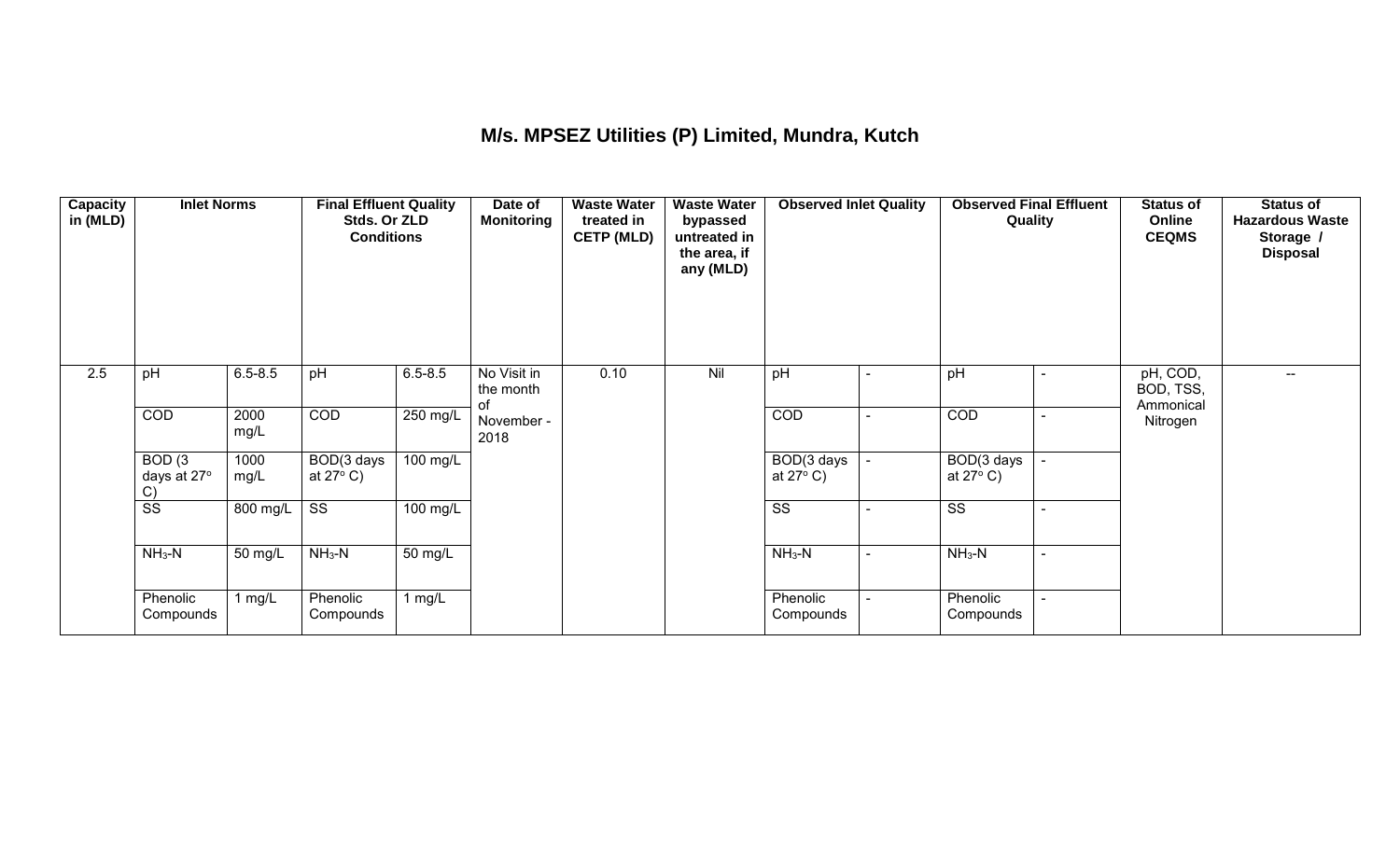# M/s. MPSEZ Utilities (P) Limited, Mundra, Kutch

| Capacity in (MLD) | Inlet Norms | | Final Effluent Quality Stds. Or ZLD Conditions | | Date of Monitoring | Waste Water treated in CETP (MLD) | Waste Water bypassed untreated in the area, if any (MLD) | Observed Inlet Quality | | Observed Final Effluent Quality | | Status of Online CEQMS | Status of Hazardous Waste Storage / Disposal |
|---|---|---|---|---|---|---|---|---|---|---|---|---|---|
| 2.5 | pH | 6.5-8.5 | pH | 6.5-8.5 | No Visit in the month of November - 2018 | 0.10 | Nil | pH | - | pH | - | pH, COD, BOD, TSS, Ammonical Nitrogen | -- |
| | COD | 2000 mg/L | COD | 250 mg/L | | | | COD | - | COD | - | | |
| | BOD (3 days at 27° C) | 1000 mg/L | BOD(3 days at 27° C) | 100 mg/L | | | | BOD(3 days at 27° C) | - | BOD(3 days at 27° C) | - | | |
| | SS | 800 mg/L | SS | 100 mg/L | | | | SS | - | SS | - | | |
| | $NH_3$-N | 50 mg/L | $NH_3$-N | 50 mg/L | | | | $NH_3$-N | - | $NH_3$-N | - | | |
| | Phenolic Compounds | 1 mg/L | Phenolic Compounds | 1 mg/L | | | | Phenolic Compounds | - | Phenolic Compounds | - | | |